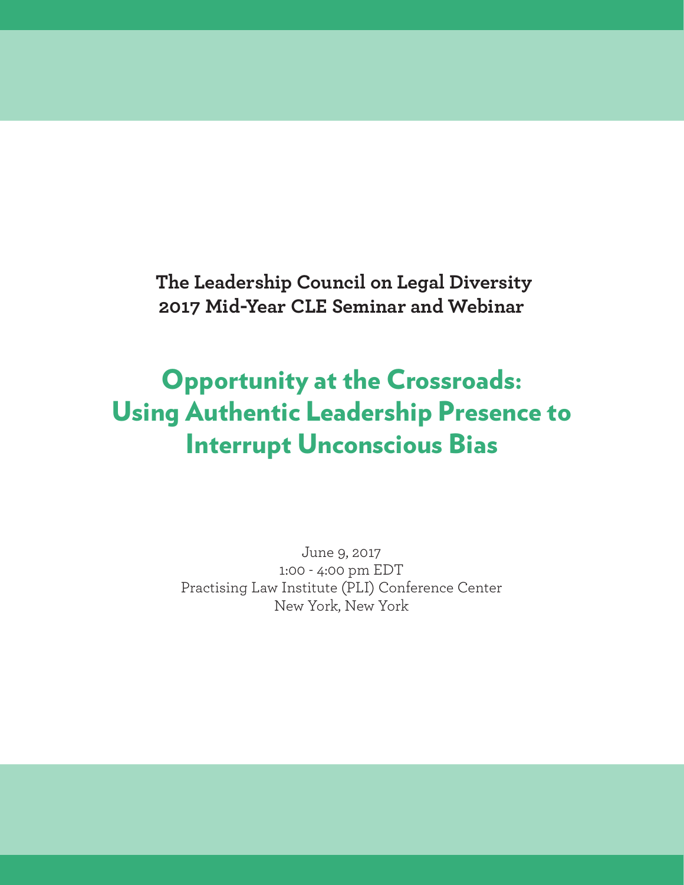**The Leadership Council on Legal Diversity**
**2017 Mid-Year CLE Seminar and Webinar**

# Opportunity at the Crossroads: Using Authentic Leadership Presence to Interrupt Unconscious Bias

June 9, 2017
1:00 - 4:00 pm EDT
Practising Law Institute (PLI) Conference Center
New York, New York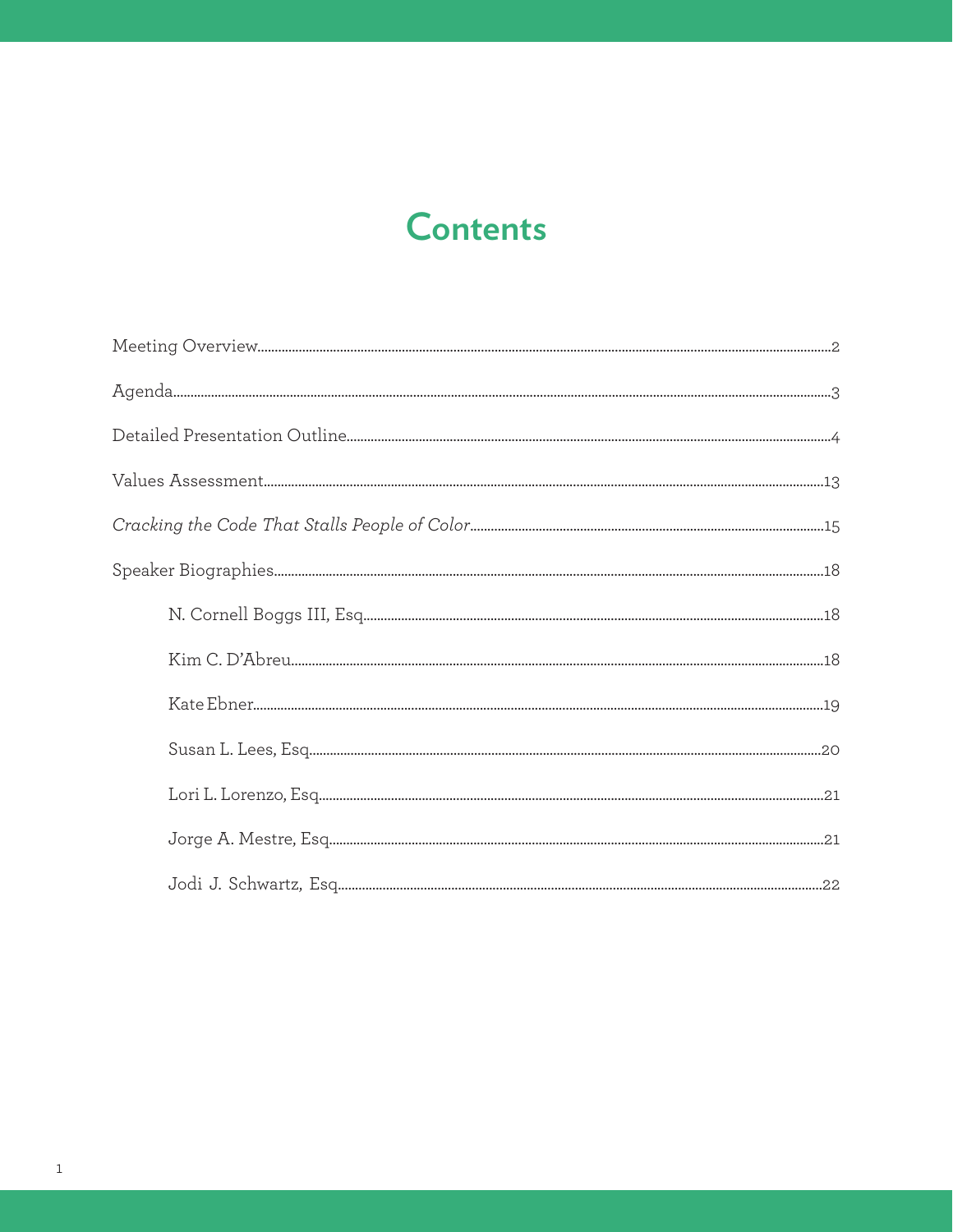# Contents

Meeting Overview..........2

Agenda..........3

Detailed Presentation Outline..........4

Values Assessment..........13

*Cracking the Code That Stalls People of Color*..........15

Speaker Biographies..........18

- N. Cornell Boggs III, Esq..........18
- Kim C. D'Abreu..........18
- Kate Ebner..........19
- Susan L. Lees, Esq..........20
- Lori L. Lorenzo, Esq..........21
- Jorge A. Mestre, Esq..........21
- Jodi J. Schwartz, Esq..........22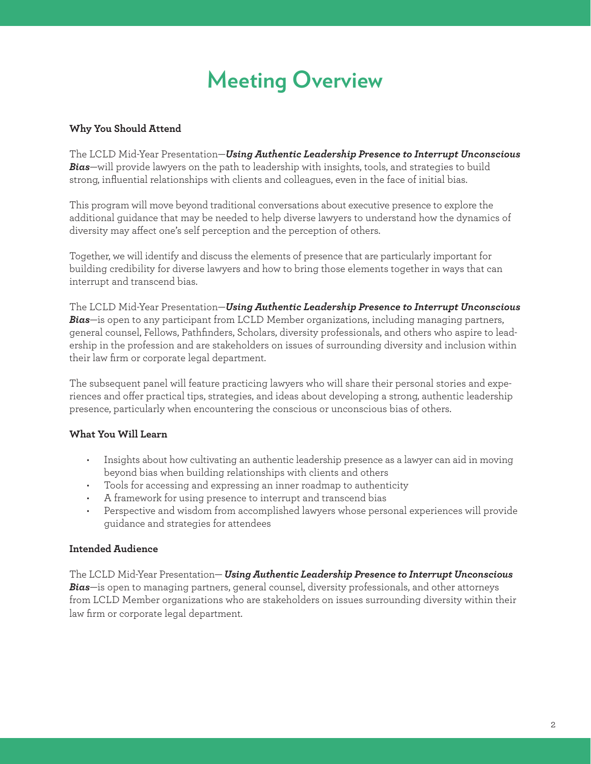# Meeting Overview

**Why You Should Attend**

The LCLD Mid-Year Presentation—***Using Authentic Leadership Presence to Interrupt Unconscious Bias***—will provide lawyers on the path to leadership with insights, tools, and strategies to build strong, influential relationships with clients and colleagues, even in the face of initial bias.

This program will move beyond traditional conversations about executive presence to explore the additional guidance that may be needed to help diverse lawyers to understand how the dynamics of diversity may affect one's self perception and the perception of others.

Together, we will identify and discuss the elements of presence that are particularly important for building credibility for diverse lawyers and how to bring those elements together in ways that can interrupt and transcend bias.

The LCLD Mid-Year Presentation—***Using Authentic Leadership Presence to Interrupt Unconscious Bias***—is open to any participant from LCLD Member organizations, including managing partners, general counsel, Fellows, Pathfinders, Scholars, diversity professionals, and others who aspire to leadership in the profession and are stakeholders on issues of surrounding diversity and inclusion within their law firm or corporate legal department.

The subsequent panel will feature practicing lawyers who will share their personal stories and experiences and offer practical tips, strategies, and ideas about developing a strong, authentic leadership presence, particularly when encountering the conscious or unconscious bias of others.

**What You Will Learn**

- Insights about how cultivating an authentic leadership presence as a lawyer can aid in moving beyond bias when building relationships with clients and others
- Tools for accessing and expressing an inner roadmap to authenticity
- A framework for using presence to interrupt and transcend bias
- Perspective and wisdom from accomplished lawyers whose personal experiences will provide guidance and strategies for attendees

**Intended Audience**

The LCLD Mid-Year Presentation— ***Using Authentic Leadership Presence to Interrupt Unconscious Bias***—is open to managing partners, general counsel, diversity professionals, and other attorneys from LCLD Member organizations who are stakeholders on issues surrounding diversity within their law firm or corporate legal department.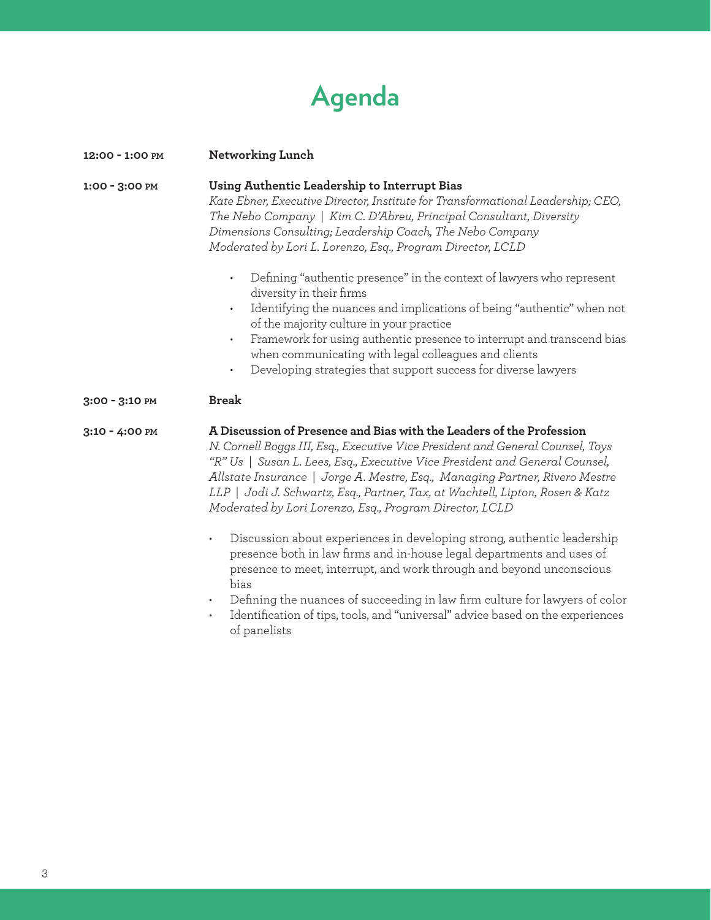# Agenda

**12:00 - 1:00 PM** **Networking Lunch**

**1:00 - 3:00 PM** **Using Authentic Leadership to Interrupt Bias**

*Kate Ebner, Executive Director, Institute for Transformational Leadership; CEO, The Nebo Company | Kim C. D'Abreu, Principal Consultant, Diversity Dimensions Consulting; Leadership Coach, The Nebo Company*
*Moderated by Lori L. Lorenzo, Esq., Program Director, LCLD*

- Defining "authentic presence" in the context of lawyers who represent diversity in their firms
- Identifying the nuances and implications of being "authentic" when not of the majority culture in your practice
- Framework for using authentic presence to interrupt and transcend bias when communicating with legal colleagues and clients
- Developing strategies that support success for diverse lawyers

**3:00 - 3:10 PM** **Break**

**3:10 - 4:00 PM** **A Discussion of Presence and Bias with the Leaders of the Profession**

*N. Cornell Boggs III, Esq., Executive Vice President and General Counsel, Toys "R" Us | Susan L. Lees, Esq., Executive Vice President and General Counsel, Allstate Insurance | Jorge A. Mestre, Esq., Managing Partner, Rivero Mestre LLP | Jodi J. Schwartz, Esq., Partner, Tax, at Wachtell, Lipton, Rosen & Katz*
*Moderated by Lori Lorenzo, Esq., Program Director, LCLD*

- Discussion about experiences in developing strong, authentic leadership presence both in law firms and in-house legal departments and uses of presence to meet, interrupt, and work through and beyond unconscious bias
- Defining the nuances of succeeding in law firm culture for lawyers of color
- Identification of tips, tools, and "universal" advice based on the experiences of panelists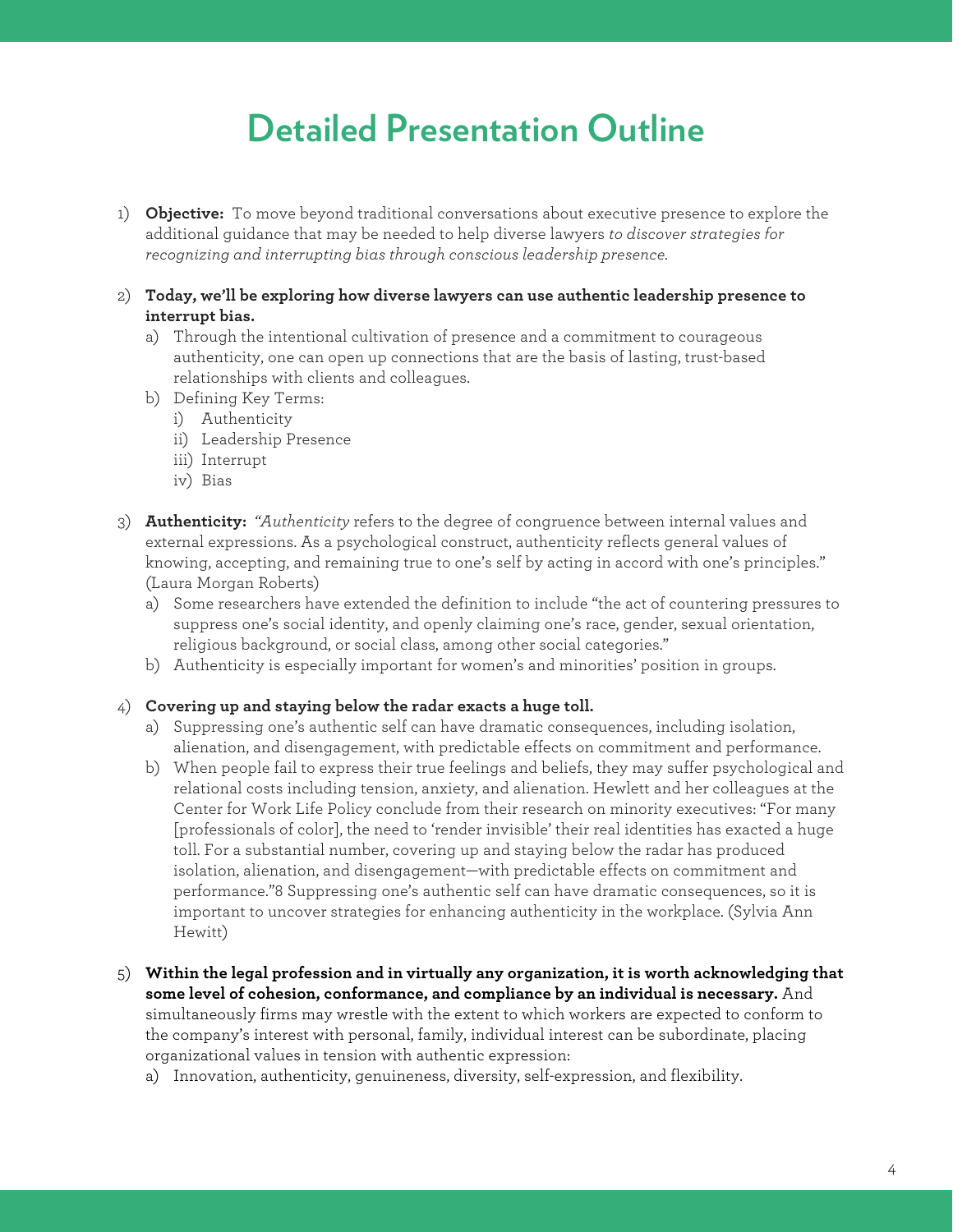# Detailed Presentation Outline

1) **Objective:** To move beyond traditional conversations about executive presence to explore the additional guidance that may be needed to help diverse lawyers *to discover strategies for recognizing and interrupting bias through conscious leadership presence.*

2) **Today, we'll be exploring how diverse lawyers can use authentic leadership presence to interrupt bias.**
   a) Through the intentional cultivation of presence and a commitment to courageous authenticity, one can open up connections that are the basis of lasting, trust-based relationships with clients and colleagues.
   b) Defining Key Terms:
      i) Authenticity
      ii) Leadership Presence
      iii) Interrupt
      iv) Bias

3) **Authenticity:** *"Authenticity* refers to the degree of congruence between internal values and external expressions. As a psychological construct, authenticity reflects general values of knowing, accepting, and remaining true to one's self by acting in accord with one's principles." (Laura Morgan Roberts)
   a) Some researchers have extended the definition to include "the act of countering pressures to suppress one's social identity, and openly claiming one's race, gender, sexual orientation, religious background, or social class, among other social categories."
   b) Authenticity is especially important for women's and minorities' position in groups.

4) **Covering up and staying below the radar exacts a huge toll.**
   a) Suppressing one's authentic self can have dramatic consequences, including isolation, alienation, and disengagement, with predictable effects on commitment and performance.
   b) When people fail to express their true feelings and beliefs, they may suffer psychological and relational costs including tension, anxiety, and alienation. Hewlett and her colleagues at the Center for Work Life Policy conclude from their research on minority executives: "For many [professionals of color], the need to 'render invisible' their real identities has exacted a huge toll. For a substantial number, covering up and staying below the radar has produced isolation, alienation, and disengagement—with predictable effects on commitment and performance."8 Suppressing one's authentic self can have dramatic consequences, so it is important to uncover strategies for enhancing authenticity in the workplace. (Sylvia Ann Hewitt)

5) **Within the legal profession and in virtually any organization, it is worth acknowledging that some level of cohesion, conformance, and compliance by an individual is necessary.** And simultaneously firms may wrestle with the extent to which workers are expected to conform to the company's interest with personal, family, individual interest can be subordinate, placing organizational values in tension with authentic expression:
   a) Innovation, authenticity, genuineness, diversity, self-expression, and flexibility.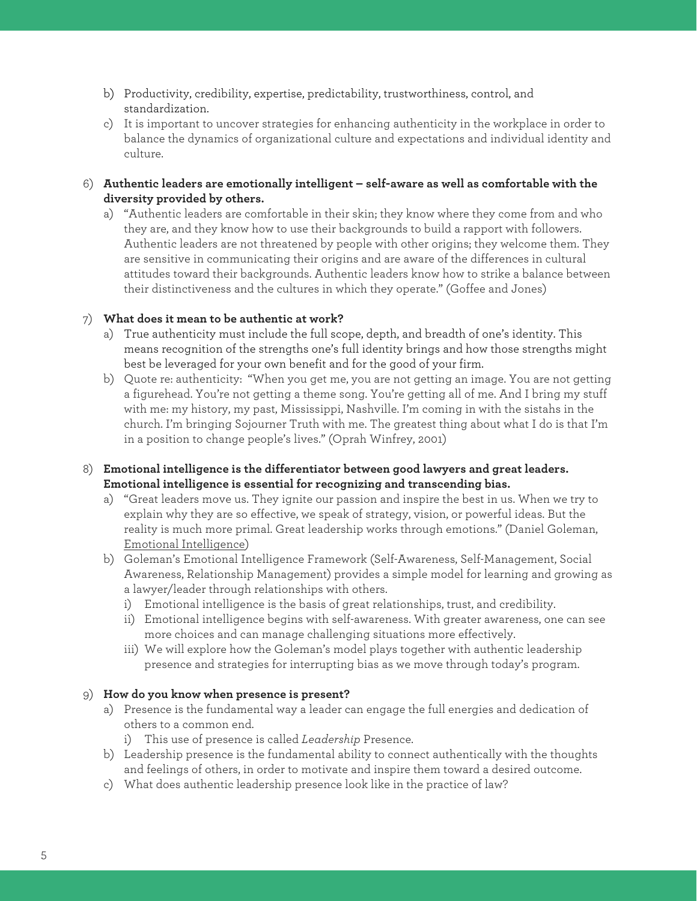b) Productivity, credibility, expertise, predictability, trustworthiness, control, and standardization.

c) It is important to uncover strategies for enhancing authenticity in the workplace in order to balance the dynamics of organizational culture and expectations and individual identity and culture.

6) **Authentic leaders are emotionally intelligent – self-aware as well as comfortable with the diversity provided by others.**

   a) "Authentic leaders are comfortable in their skin; they know where they come from and who they are, and they know how to use their backgrounds to build a rapport with followers. Authentic leaders are not threatened by people with other origins; they welcome them. They are sensitive in communicating their origins and are aware of the differences in cultural attitudes toward their backgrounds. Authentic leaders know how to strike a balance between their distinctiveness and the cultures in which they operate." (Goffee and Jones)

7) **What does it mean to be authentic at work?**

   a) True authenticity must include the full scope, depth, and breadth of one's identity. This means recognition of the strengths one's full identity brings and how those strengths might best be leveraged for your own benefit and for the good of your firm.

   b) Quote re: authenticity: "When you get me, you are not getting an image. You are not getting a figurehead. You're not getting a theme song. You're getting all of me. And I bring my stuff with me: my history, my past, Mississippi, Nashville. I'm coming in with the sistahs in the church. I'm bringing Sojourner Truth with me. The greatest thing about what I do is that I'm in a position to change people's lives." (Oprah Winfrey, 2001)

8) **Emotional intelligence is the differentiator between good lawyers and great leaders. Emotional intelligence is essential for recognizing and transcending bias.**

   a) "Great leaders move us. They ignite our passion and inspire the best in us. When we try to explain why they are so effective, we speak of strategy, vision, or powerful ideas. But the reality is much more primal. Great leadership works through emotions." (Daniel Goleman, Emotional Intelligence)

   b) Goleman's Emotional Intelligence Framework (Self-Awareness, Self-Management, Social Awareness, Relationship Management) provides a simple model for learning and growing as a lawyer/leader through relationships with others.

      i) Emotional intelligence is the basis of great relationships, trust, and credibility.

      ii) Emotional intelligence begins with self-awareness. With greater awareness, one can see more choices and can manage challenging situations more effectively.

      iii) We will explore how the Goleman's model plays together with authentic leadership presence and strategies for interrupting bias as we move through today's program.

9) **How do you know when presence is present?**

   a) Presence is the fundamental way a leader can engage the full energies and dedication of others to a common end.

      i) This use of presence is called *Leadership* Presence.

   b) Leadership presence is the fundamental ability to connect authentically with the thoughts and feelings of others, in order to motivate and inspire them toward a desired outcome.

   c) What does authentic leadership presence look like in the practice of law?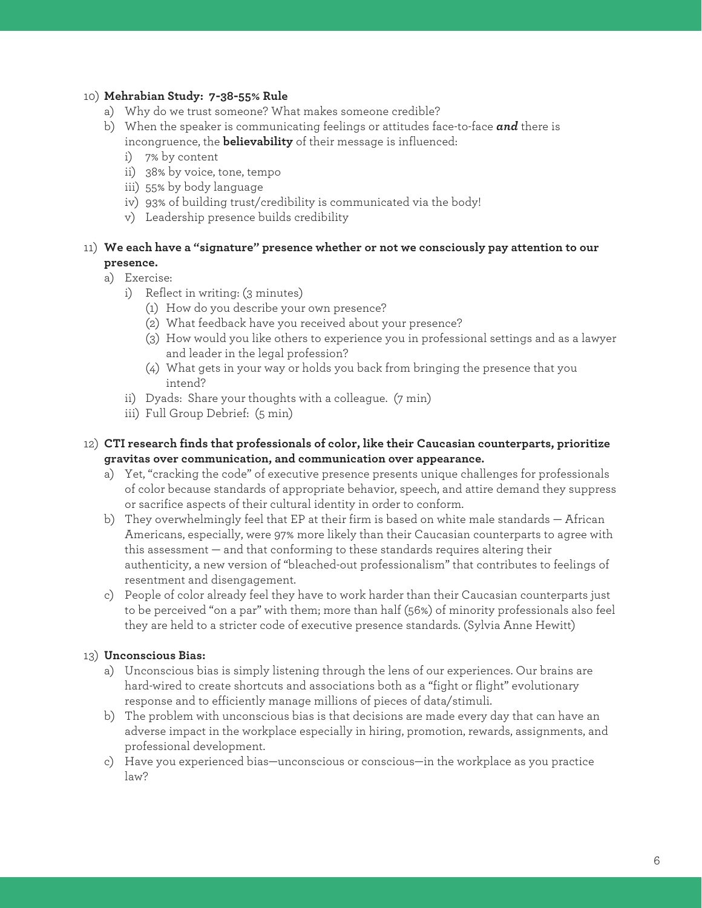10) **Mehrabian Study: 7-38-55% Rule**
    a) Why do we trust someone? What makes someone credible?
    b) When the speaker is communicating feelings or attitudes face-to-face ***and*** there is incongruence, the **believability** of their message is influenced:
        i) 7% by content
        ii) 38% by voice, tone, tempo
        iii) 55% by body language
        iv) 93% of building trust/credibility is communicated via the body!
        v) Leadership presence builds credibility

11) **We each have a "signature" presence whether or not we consciously pay attention to our presence.**
    a) Exercise:
        i) Reflect in writing: (3 minutes)
            (1) How do you describe your own presence?
            (2) What feedback have you received about your presence?
            (3) How would you like others to experience you in professional settings and as a lawyer and leader in the legal profession?
            (4) What gets in your way or holds you back from bringing the presence that you intend?
        ii) Dyads: Share your thoughts with a colleague. (7 min)
        iii) Full Group Debrief: (5 min)

12) **CTI research finds that professionals of color, like their Caucasian counterparts, prioritize gravitas over communication, and communication over appearance.**
    a) Yet, "cracking the code" of executive presence presents unique challenges for professionals of color because standards of appropriate behavior, speech, and attire demand they suppress or sacrifice aspects of their cultural identity in order to conform.
    b) They overwhelmingly feel that EP at their firm is based on white male standards — African Americans, especially, were 97% more likely than their Caucasian counterparts to agree with this assessment — and that conforming to these standards requires altering their authenticity, a new version of "bleached-out professionalism" that contributes to feelings of resentment and disengagement.
    c) People of color already feel they have to work harder than their Caucasian counterparts just to be perceived "on a par" with them; more than half (56%) of minority professionals also feel they are held to a stricter code of executive presence standards. (Sylvia Anne Hewitt)

13) **Unconscious Bias:**
    a) Unconscious bias is simply listening through the lens of our experiences. Our brains are hard-wired to create shortcuts and associations both as a "fight or flight" evolutionary response and to efficiently manage millions of pieces of data/stimuli.
    b) The problem with unconscious bias is that decisions are made every day that can have an adverse impact in the workplace especially in hiring, promotion, rewards, assignments, and professional development.
    c) Have you experienced bias—unconscious or conscious—in the workplace as you practice law?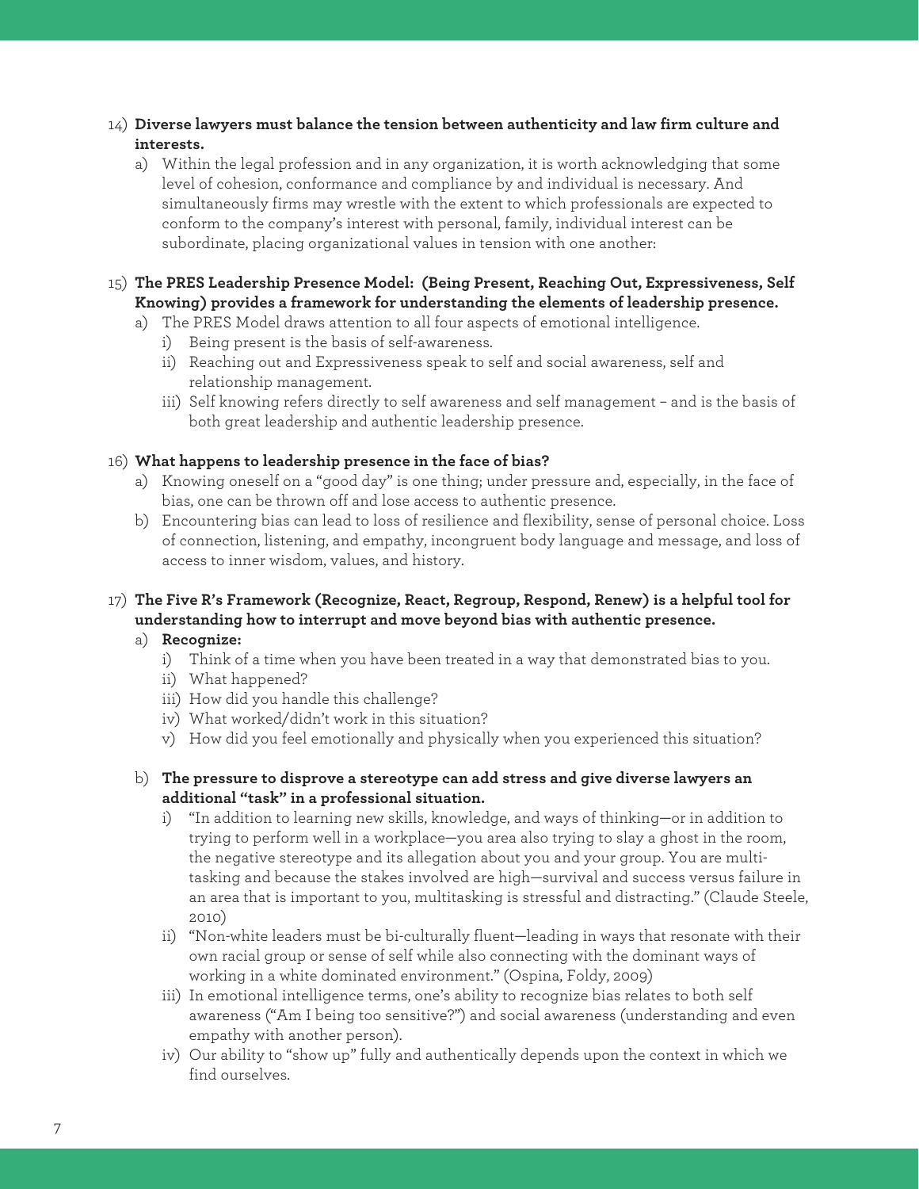14) **Diverse lawyers must balance the tension between authenticity and law firm culture and interests.**

    a) Within the legal profession and in any organization, it is worth acknowledging that some level of cohesion, conformance and compliance by and individual is necessary. And simultaneously firms may wrestle with the extent to which professionals are expected to conform to the company's interest with personal, family, individual interest can be subordinate, placing organizational values in tension with one another:

15) **The PRES Leadership Presence Model: (Being Present, Reaching Out, Expressiveness, Self Knowing) provides a framework for understanding the elements of leadership presence.**

    a) The PRES Model draws attention to all four aspects of emotional intelligence.

        i) Being present is the basis of self-awareness.

        ii) Reaching out and Expressiveness speak to self and social awareness, self and relationship management.

        iii) Self knowing refers directly to self awareness and self management – and is the basis of both great leadership and authentic leadership presence.

16) **What happens to leadership presence in the face of bias?**

    a) Knowing oneself on a "good day" is one thing; under pressure and, especially, in the face of bias, one can be thrown off and lose access to authentic presence.

    b) Encountering bias can lead to loss of resilience and flexibility, sense of personal choice. Loss of connection, listening, and empathy, incongruent body language and message, and loss of access to inner wisdom, values, and history.

17) **The Five R's Framework (Recognize, React, Regroup, Respond, Renew) is a helpful tool for understanding how to interrupt and move beyond bias with authentic presence.**

    a) **Recognize:**

        i) Think of a time when you have been treated in a way that demonstrated bias to you.

        ii) What happened?

        iii) How did you handle this challenge?

        iv) What worked/didn't work in this situation?

        v) How did you feel emotionally and physically when you experienced this situation?

    b) **The pressure to disprove a stereotype can add stress and give diverse lawyers an additional "task" in a professional situation.**

        i) "In addition to learning new skills, knowledge, and ways of thinking—or in addition to trying to perform well in a workplace—you area also trying to slay a ghost in the room, the negative stereotype and its allegation about you and your group. You are multi-tasking and because the stakes involved are high—survival and success versus failure in an area that is important to you, multitasking is stressful and distracting." (Claude Steele, 2010)

        ii) "Non-white leaders must be bi-culturally fluent—leading in ways that resonate with their own racial group or sense of self while also connecting with the dominant ways of working in a white dominated environment." (Ospina, Foldy, 2009)

        iii) In emotional intelligence terms, one's ability to recognize bias relates to both self awareness ("Am I being too sensitive?") and social awareness (understanding and even empathy with another person).

        iv) Our ability to "show up" fully and authentically depends upon the context in which we find ourselves.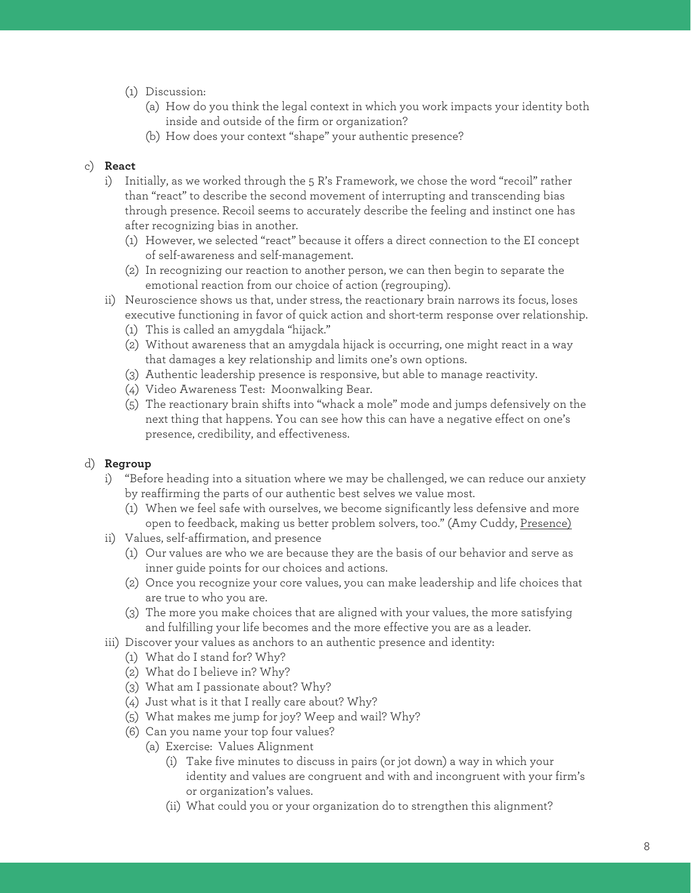(1) Discussion:

   (a) How do you think the legal context in which you work impacts your identity both inside and outside of the firm or organization?

   (b) How does your context "shape" your authentic presence?

c) **React**

   i) Initially, as we worked through the 5 R's Framework, we chose the word "recoil" rather than "react" to describe the second movement of interrupting and transcending bias through presence. Recoil seems to accurately describe the feeling and instinct one has after recognizing bias in another.

      (1) However, we selected "react" because it offers a direct connection to the EI concept of self-awareness and self-management.

      (2) In recognizing our reaction to another person, we can then begin to separate the emotional reaction from our choice of action (regrouping).

   ii) Neuroscience shows us that, under stress, the reactionary brain narrows its focus, loses executive functioning in favor of quick action and short-term response over relationship.

      (1) This is called an amygdala "hijack."

      (2) Without awareness that an amygdala hijack is occurring, one might react in a way that damages a key relationship and limits one's own options.

      (3) Authentic leadership presence is responsive, but able to manage reactivity.

      (4) Video Awareness Test: Moonwalking Bear.

      (5) The reactionary brain shifts into "whack a mole" mode and jumps defensively on the next thing that happens. You can see how this can have a negative effect on one's presence, credibility, and effectiveness.

d) **Regroup**

   i) "Before heading into a situation where we may be challenged, we can reduce our anxiety by reaffirming the parts of our authentic best selves we value most.

      (1) When we feel safe with ourselves, we become significantly less defensive and more open to feedback, making us better problem solvers, too." (Amy Cuddy, <u>Presence)</u>

   ii) Values, self-affirmation, and presence

      (1) Our values are who we are because they are the basis of our behavior and serve as inner guide points for our choices and actions.

      (2) Once you recognize your core values, you can make leadership and life choices that are true to who you are.

      (3) The more you make choices that are aligned with your values, the more satisfying and fulfilling your life becomes and the more effective you are as a leader.

   iii) Discover your values as anchors to an authentic presence and identity:

      (1) What do I stand for? Why?

      (2) What do I believe in? Why?

      (3) What am I passionate about? Why?

      (4) Just what is it that I really care about? Why?

      (5) What makes me jump for joy? Weep and wail? Why?

      (6) Can you name your top four values?

         (a) Exercise: Values Alignment

            (i) Take five minutes to discuss in pairs (or jot down) a way in which your identity and values are congruent and with and incongruent with your firm's or organization's values.

            (ii) What could you or your organization do to strengthen this alignment?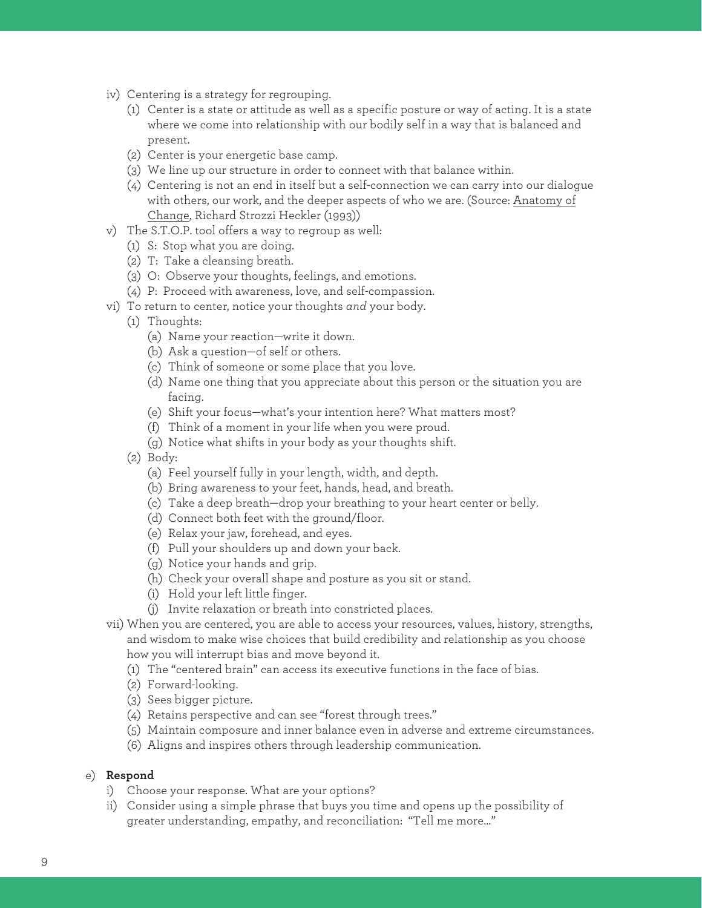iv) Centering is a strategy for regrouping.
   (1) Center is a state or attitude as well as a specific posture or way of acting. It is a state where we come into relationship with our bodily self in a way that is balanced and present.
   (2) Center is your energetic base camp.
   (3) We line up our structure in order to connect with that balance within.
   (4) Centering is not an end in itself but a self-connection we can carry into our dialogue with others, our work, and the deeper aspects of who we are. (Source: Anatomy of Change, Richard Strozzi Heckler (1993))

v) The S.T.O.P. tool offers a way to regroup as well:
   (1) S: Stop what you are doing.
   (2) T: Take a cleansing breath.
   (3) O: Observe your thoughts, feelings, and emotions.
   (4) P: Proceed with awareness, love, and self-compassion.

vi) To return to center, notice your thoughts *and* your body.
   (1) Thoughts:
      (a) Name your reaction—write it down.
      (b) Ask a question—of self or others.
      (c) Think of someone or some place that you love.
      (d) Name one thing that you appreciate about this person or the situation you are facing.
      (e) Shift your focus—what's your intention here? What matters most?
      (f) Think of a moment in your life when you were proud.
      (g) Notice what shifts in your body as your thoughts shift.
   (2) Body:
      (a) Feel yourself fully in your length, width, and depth.
      (b) Bring awareness to your feet, hands, head, and breath.
      (c) Take a deep breath—drop your breathing to your heart center or belly.
      (d) Connect both feet with the ground/floor.
      (e) Relax your jaw, forehead, and eyes.
      (f) Pull your shoulders up and down your back.
      (g) Notice your hands and grip.
      (h) Check your overall shape and posture as you sit or stand.
      (i) Hold your left little finger.
      (j) Invite relaxation or breath into constricted places.

vii) When you are centered, you are able to access your resources, values, history, strengths, and wisdom to make wise choices that build credibility and relationship as you choose how you will interrupt bias and move beyond it.
   (1) The "centered brain" can access its executive functions in the face of bias.
   (2) Forward-looking.
   (3) Sees bigger picture.
   (4) Retains perspective and can see "forest through trees."
   (5) Maintain composure and inner balance even in adverse and extreme circumstances.
   (6) Aligns and inspires others through leadership communication.

e) **Respond**
   i) Choose your response. What are your options?
   ii) Consider using a simple phrase that buys you time and opens up the possibility of greater understanding, empathy, and reconciliation: "Tell me more…"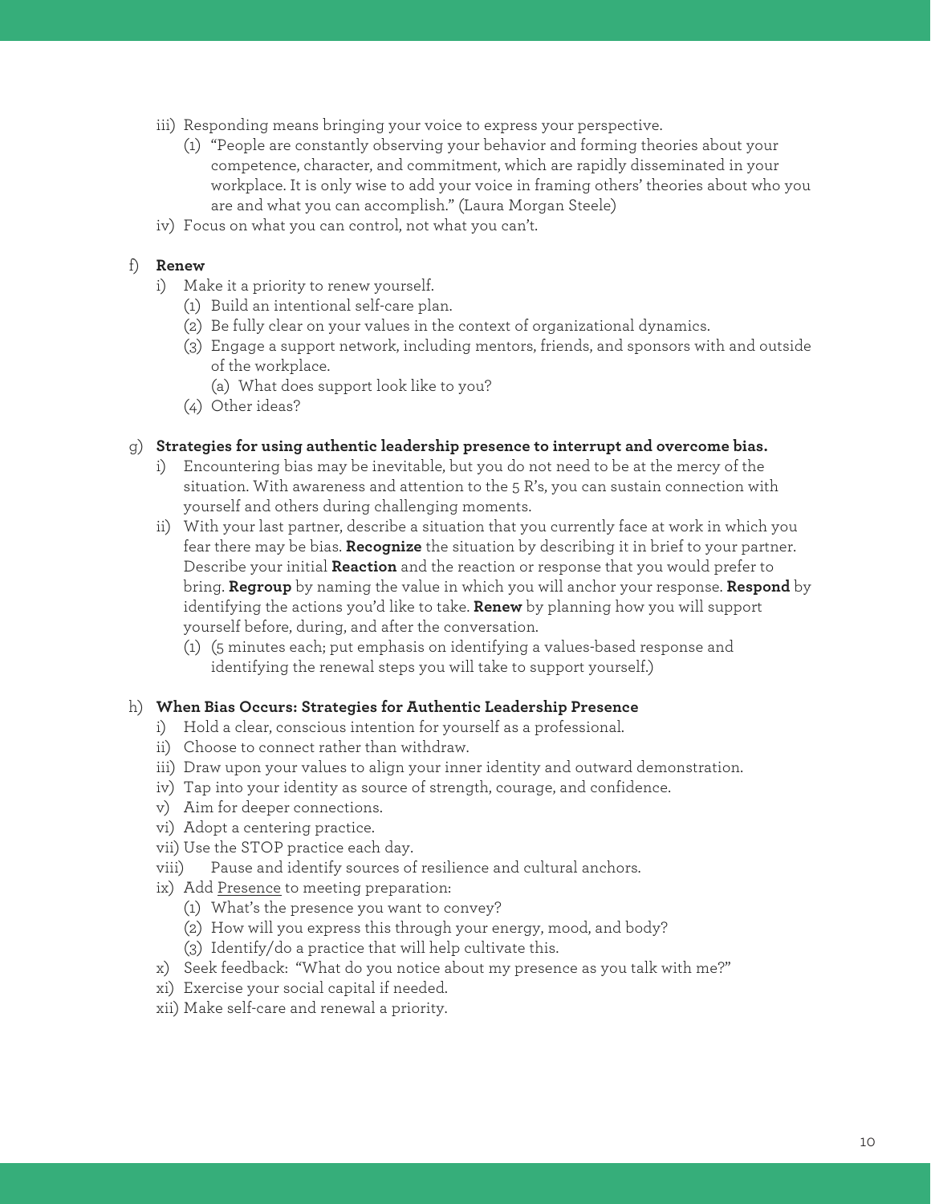iii) Responding means bringing your voice to express your perspective.

   (1) "People are constantly observing your behavior and forming theories about your competence, character, and commitment, which are rapidly disseminated in your workplace. It is only wise to add your voice in framing others' theories about who you are and what you can accomplish." (Laura Morgan Steele)

iv) Focus on what you can control, not what you can't.

f) **Renew**

i) Make it a priority to renew yourself.

   (1) Build an intentional self-care plan.

   (2) Be fully clear on your values in the context of organizational dynamics.

   (3) Engage a support network, including mentors, friends, and sponsors with and outside of the workplace.

      (a) What does support look like to you?

   (4) Other ideas?

g) **Strategies for using authentic leadership presence to interrupt and overcome bias.**

i) Encountering bias may be inevitable, but you do not need to be at the mercy of the situation. With awareness and attention to the 5 R's, you can sustain connection with yourself and others during challenging moments.

ii) With your last partner, describe a situation that you currently face at work in which you fear there may be bias. **Recognize** the situation by describing it in brief to your partner. Describe your initial **Reaction** and the reaction or response that you would prefer to bring. **Regroup** by naming the value in which you will anchor your response. **Respond** by identifying the actions you'd like to take. **Renew** by planning how you will support yourself before, during, and after the conversation.

   (1) (5 minutes each; put emphasis on identifying a values-based response and identifying the renewal steps you will take to support yourself.)

h) **When Bias Occurs: Strategies for Authentic Leadership Presence**

i) Hold a clear, conscious intention for yourself as a professional.

ii) Choose to connect rather than withdraw.

iii) Draw upon your values to align your inner identity and outward demonstration.

iv) Tap into your identity as source of strength, courage, and confidence.

v) Aim for deeper connections.

vi) Adopt a centering practice.

vii) Use the STOP practice each day.

viii) Pause and identify sources of resilience and cultural anchors.

ix) Add <u>Presence</u> to meeting preparation:

   (1) What's the presence you want to convey?

   (2) How will you express this through your energy, mood, and body?

   (3) Identify/do a practice that will help cultivate this.

x) Seek feedback: "What do you notice about my presence as you talk with me?"

xi) Exercise your social capital if needed.

xii) Make self-care and renewal a priority.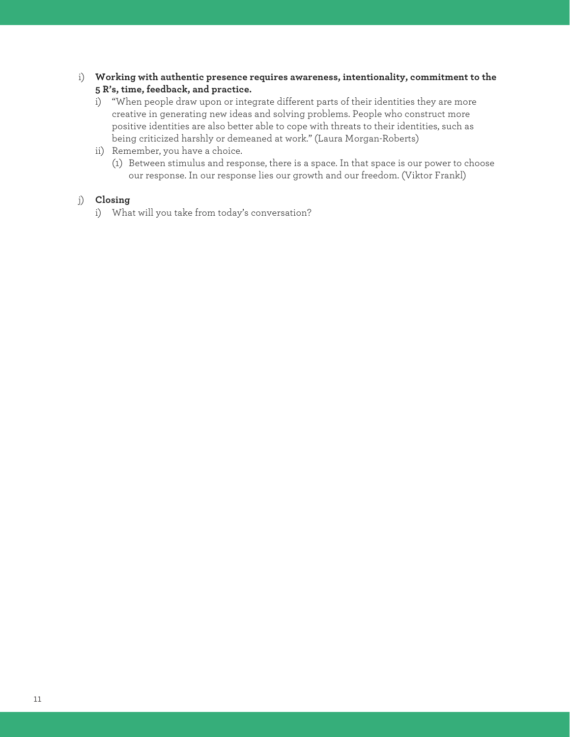i) **Working with authentic presence requires awareness, intentionality, commitment to the 5 R's, time, feedback, and practice.**
   i) "When people draw upon or integrate different parts of their identities they are more creative in generating new ideas and solving problems. People who construct more positive identities are also better able to cope with threats to their identities, such as being criticized harshly or demeaned at work." (Laura Morgan-Roberts)
   ii) Remember, you have a choice.
      (1) Between stimulus and response, there is a space. In that space is our power to choose our response. In our response lies our growth and our freedom. (Viktor Frankl)

j) **Closing**
   i) What will you take from today's conversation?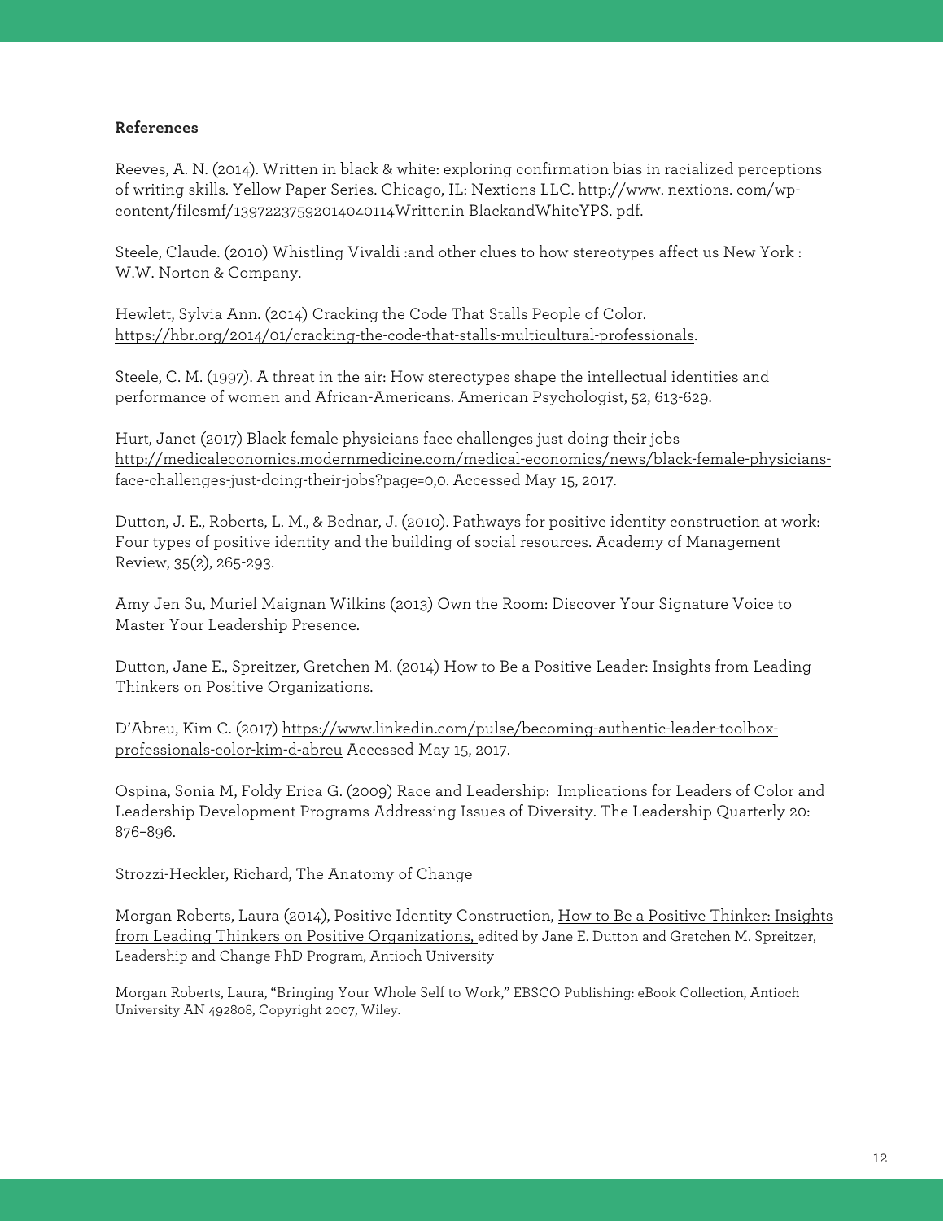**References**

Reeves, A. N. (2014). Written in black & white: exploring confirmation bias in racialized perceptions of writing skills. Yellow Paper Series. Chicago, IL: Nextions LLC. http://www. nextions. com/wp-content/filesmf/13972237592014040114Writtenin BlackandWhiteYPS. pdf.

Steele, Claude. (2010) Whistling Vivaldi :and other clues to how stereotypes affect us New York : W.W. Norton & Company.

Hewlett, Sylvia Ann. (2014) Cracking the Code That Stalls People of Color. https://hbr.org/2014/01/cracking-the-code-that-stalls-multicultural-professionals.

Steele, C. M. (1997). A threat in the air: How stereotypes shape the intellectual identities and performance of women and African-Americans. American Psychologist, 52, 613-629.

Hurt, Janet (2017) Black female physicians face challenges just doing their jobs http://medicaleconomics.modernmedicine.com/medical-economics/news/black-female-physicians-face-challenges-just-doing-their-jobs?page=0,0. Accessed May 15, 2017.

Dutton, J. E., Roberts, L. M., & Bednar, J. (2010). Pathways for positive identity construction at work: Four types of positive identity and the building of social resources. Academy of Management Review, 35(2), 265-293.

Amy Jen Su, Muriel Maignan Wilkins (2013) Own the Room: Discover Your Signature Voice to Master Your Leadership Presence.

Dutton, Jane E., Spreitzer, Gretchen M. (2014) How to Be a Positive Leader: Insights from Leading Thinkers on Positive Organizations.

D'Abreu, Kim C. (2017) https://www.linkedin.com/pulse/becoming-authentic-leader-toolbox-professionals-color-kim-d-abreu Accessed May 15, 2017.

Ospina, Sonia M, Foldy Erica G. (2009) Race and Leadership: Implications for Leaders of Color and Leadership Development Programs Addressing Issues of Diversity. The Leadership Quarterly 20: 876–896.

Strozzi-Heckler, Richard, The Anatomy of Change

Morgan Roberts, Laura (2014), Positive Identity Construction, How to Be a Positive Thinker: Insights from Leading Thinkers on Positive Organizations, edited by Jane E. Dutton and Gretchen M. Spreitzer, Leadership and Change PhD Program, Antioch University

Morgan Roberts, Laura, "Bringing Your Whole Self to Work," EBSCO Publishing: eBook Collection, Antioch University AN 492808, Copyright 2007, Wiley.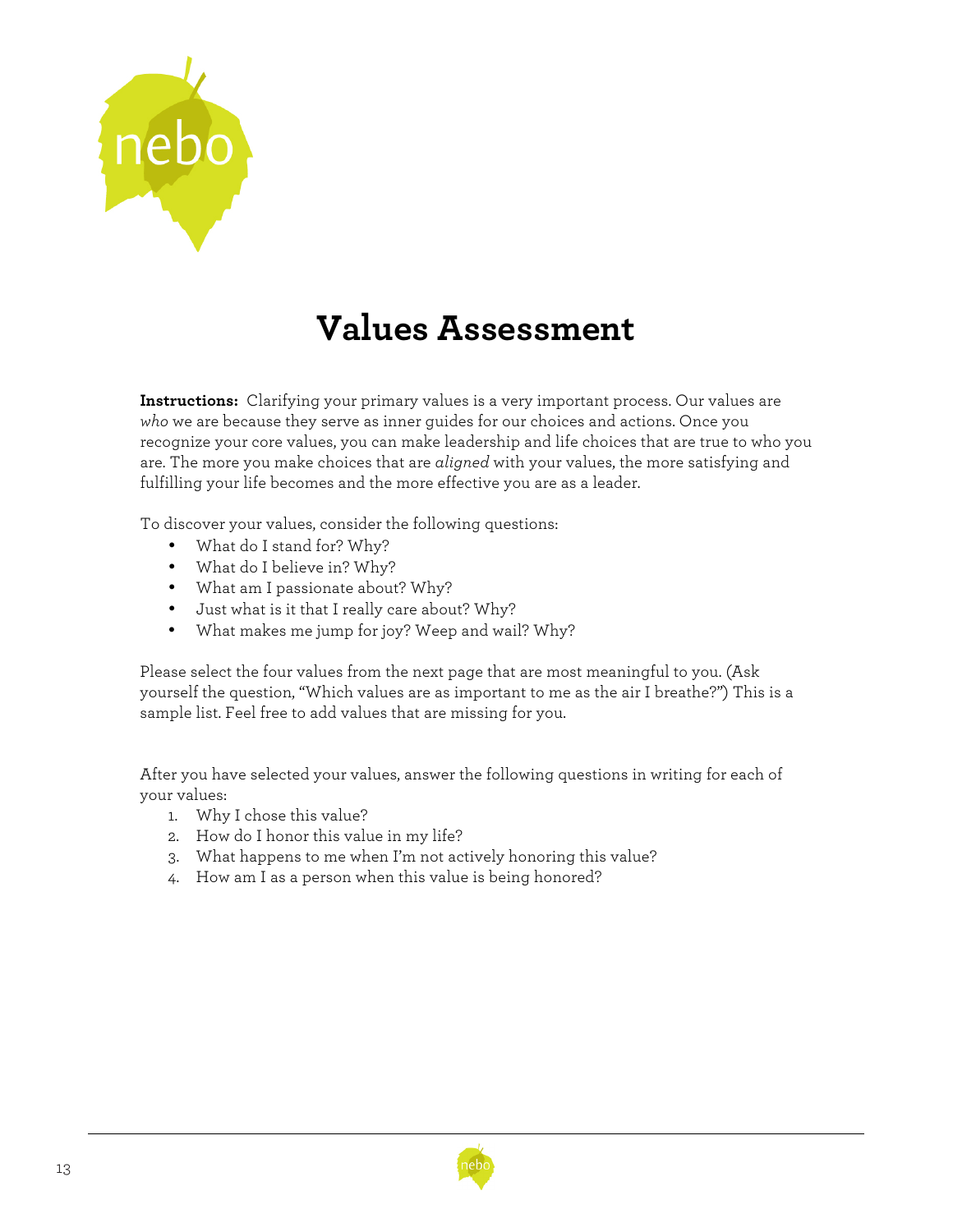# Values Assessment

**Instructions:** Clarifying your primary values is a very important process. Our values are *who* we are because they serve as inner guides for our choices and actions. Once you recognize your core values, you can make leadership and life choices that are true to who you are. The more you make choices that are *aligned* with your values, the more satisfying and fulfilling your life becomes and the more effective you are as a leader.

To discover your values, consider the following questions:

- What do I stand for? Why?
- What do I believe in? Why?
- What am I passionate about? Why?
- Just what is it that I really care about? Why?
- What makes me jump for joy? Weep and wail? Why?

Please select the four values from the next page that are most meaningful to you. (Ask yourself the question, "Which values are as important to me as the air I breathe?") This is a sample list. Feel free to add values that are missing for you.

After you have selected your values, answer the following questions in writing for each of your values:

1. Why I chose this value?
2. How do I honor this value in my life?
3. What happens to me when I'm not actively honoring this value?
4. How am I as a person when this value is being honored?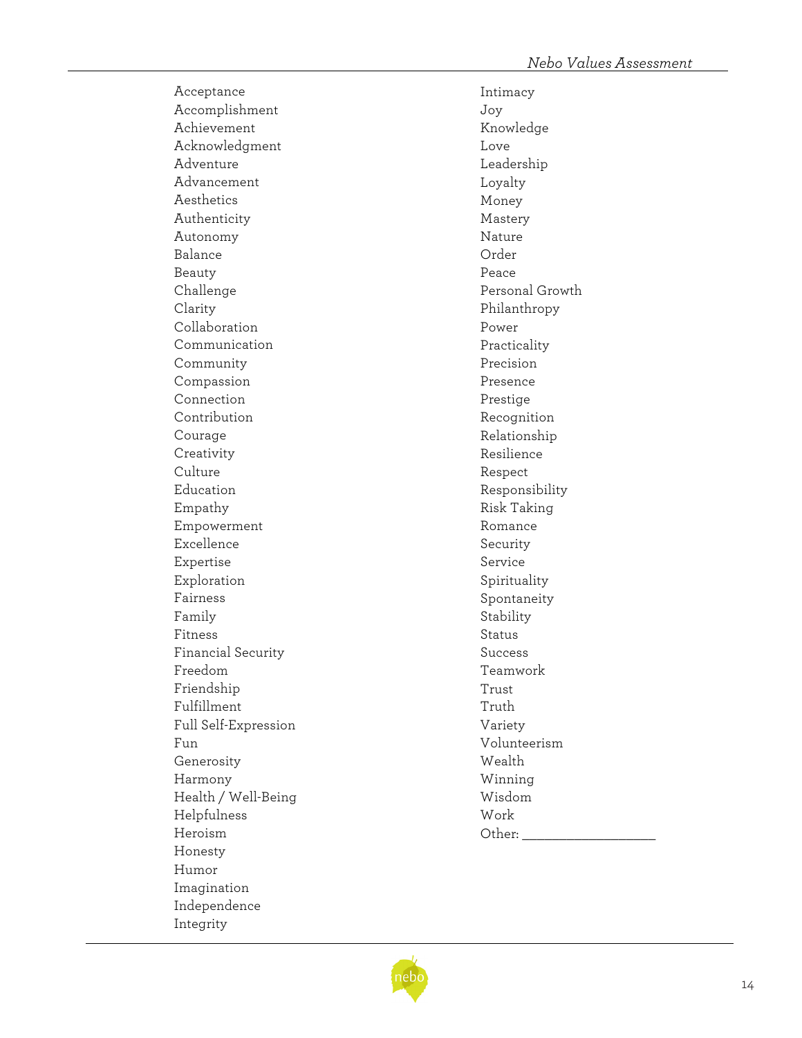Acceptance
Accomplishment
Achievement
Acknowledgment
Adventure
Advancement
Aesthetics
Authenticity
Autonomy
Balance
Beauty
Challenge
Clarity
Collaboration
Communication
Community
Compassion
Connection
Contribution
Courage
Creativity
Culture
Education
Empathy
Empowerment
Excellence
Expertise
Exploration
Fairness
Family
Fitness
Financial Security
Freedom
Friendship
Fulfillment
Full Self-Expression
Fun
Generosity
Harmony
Health / Well-Being
Helpfulness
Heroism
Honesty
Humor
Imagination
Independence
Integrity
Intimacy
Joy
Knowledge
Love
Leadership
Loyalty
Money
Mastery
Nature
Order
Peace
Personal Growth
Philanthropy
Power
Practicality
Precision
Presence
Prestige
Recognition
Relationship
Resilience
Respect
Responsibility
Risk Taking
Romance
Security
Service
Spirituality
Spontaneity
Stability
Status
Success
Teamwork
Trust
Truth
Variety
Volunteerism
Wealth
Winning
Wisdom
Work
Other: ____________________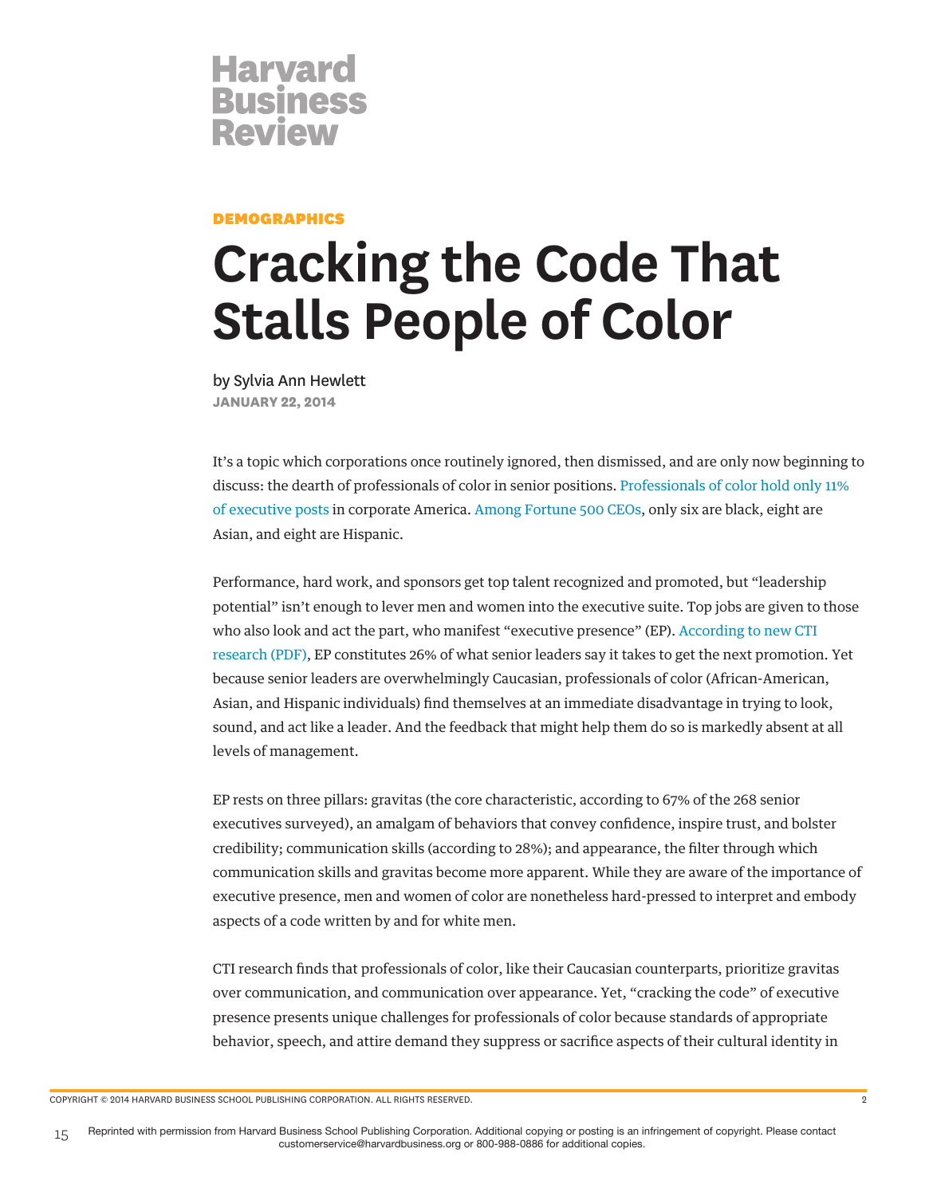Harvard Business Review

DEMOGRAPHICS

# Cracking the Code That Stalls People of Color

by Sylvia Ann Hewlett

**JANUARY 22, 2014**

It's a topic which corporations once routinely ignored, then dismissed, and are only now beginning to discuss: the dearth of professionals of color in senior positions. Professionals of color hold only 11% of executive posts in corporate America. Among Fortune 500 CEOs, only six are black, eight are Asian, and eight are Hispanic.

Performance, hard work, and sponsors get top talent recognized and promoted, but "leadership potential" isn't enough to lever men and women into the executive suite. Top jobs are given to those who also look and act the part, who manifest "executive presence" (EP). According to new CTI research (PDF), EP constitutes 26% of what senior leaders say it takes to get the next promotion. Yet because senior leaders are overwhelmingly Caucasian, professionals of color (African-American, Asian, and Hispanic individuals) find themselves at an immediate disadvantage in trying to look, sound, and act like a leader. And the feedback that might help them do so is markedly absent at all levels of management.

EP rests on three pillars: gravitas (the core characteristic, according to 67% of the 268 senior executives surveyed), an amalgam of behaviors that convey confidence, inspire trust, and bolster credibility; communication skills (according to 28%); and appearance, the filter through which communication skills and gravitas become more apparent. While they are aware of the importance of executive presence, men and women of color are nonetheless hard-pressed to interpret and embody aspects of a code written by and for white men.

CTI research finds that professionals of color, like their Caucasian counterparts, prioritize gravitas over communication, and communication over appearance. Yet, "cracking the code" of executive presence presents unique challenges for professionals of color because standards of appropriate behavior, speech, and attire demand they suppress or sacrifice aspects of their cultural identity in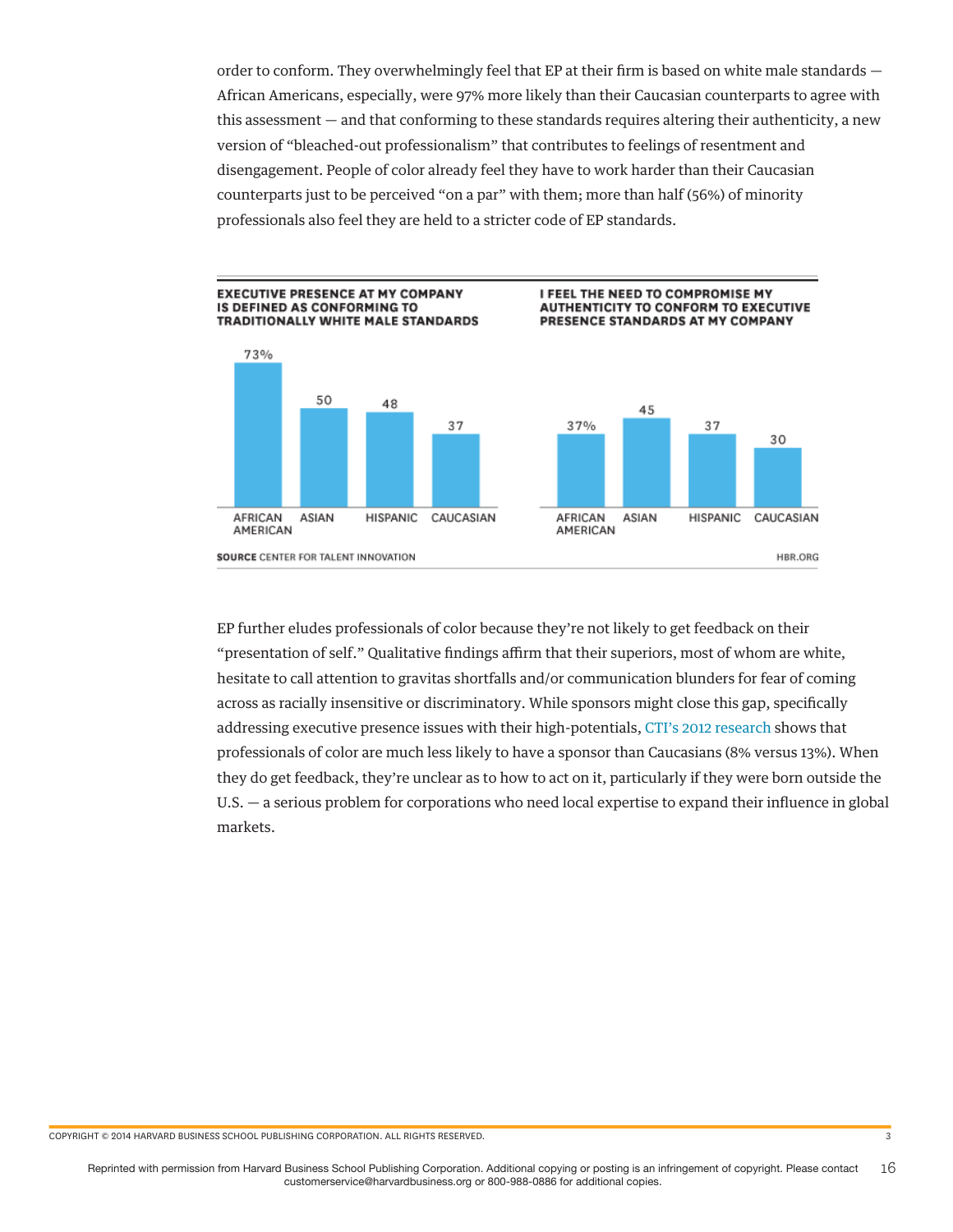order to conform. They overwhelmingly feel that EP at their firm is based on white male standards — African Americans, especially, were 97% more likely than their Caucasian counterparts to agree with this assessment — and that conforming to these standards requires altering their authenticity, a new version of "bleached-out professionalism" that contributes to feelings of resentment and disengagement. People of color already feel they have to work harder than their Caucasian counterparts just to be perceived "on a par" with them; more than half (56%) of minority professionals also feel they are held to a stricter code of EP standards.

**EXECUTIVE PRESENCE AT MY COMPANY IS DEFINED AS CONFORMING TO TRADITIONALLY WHITE MALE STANDARDS**

| AFRICAN AMERICAN | ASIAN | HISPANIC | CAUCASIAN |
|---|---|---|---|
| 73% | 50 | 48 | 37 |

**I FEEL THE NEED TO COMPROMISE MY AUTHENTICITY TO CONFORM TO EXECUTIVE PRESENCE STANDARDS AT MY COMPANY**

| AFRICAN AMERICAN | ASIAN | HISPANIC | CAUCASIAN |
|---|---|---|---|
| 37% | 45 | 37 | 30 |

**SOURCE** CENTER FOR TALENT INNOVATION — HBR.ORG

EP further eludes professionals of color because they're not likely to get feedback on their "presentation of self." Qualitative findings affirm that their superiors, most of whom are white, hesitate to call attention to gravitas shortfalls and/or communication blunders for fear of coming across as racially insensitive or discriminatory. While sponsors might close this gap, specifically addressing executive presence issues with their high-potentials, CTI's 2012 research shows that professionals of color are much less likely to have a sponsor than Caucasians (8% versus 13%). When they do get feedback, they're unclear as to how to act on it, particularly if they were born outside the U.S. — a serious problem for corporations who need local expertise to expand their influence in global markets.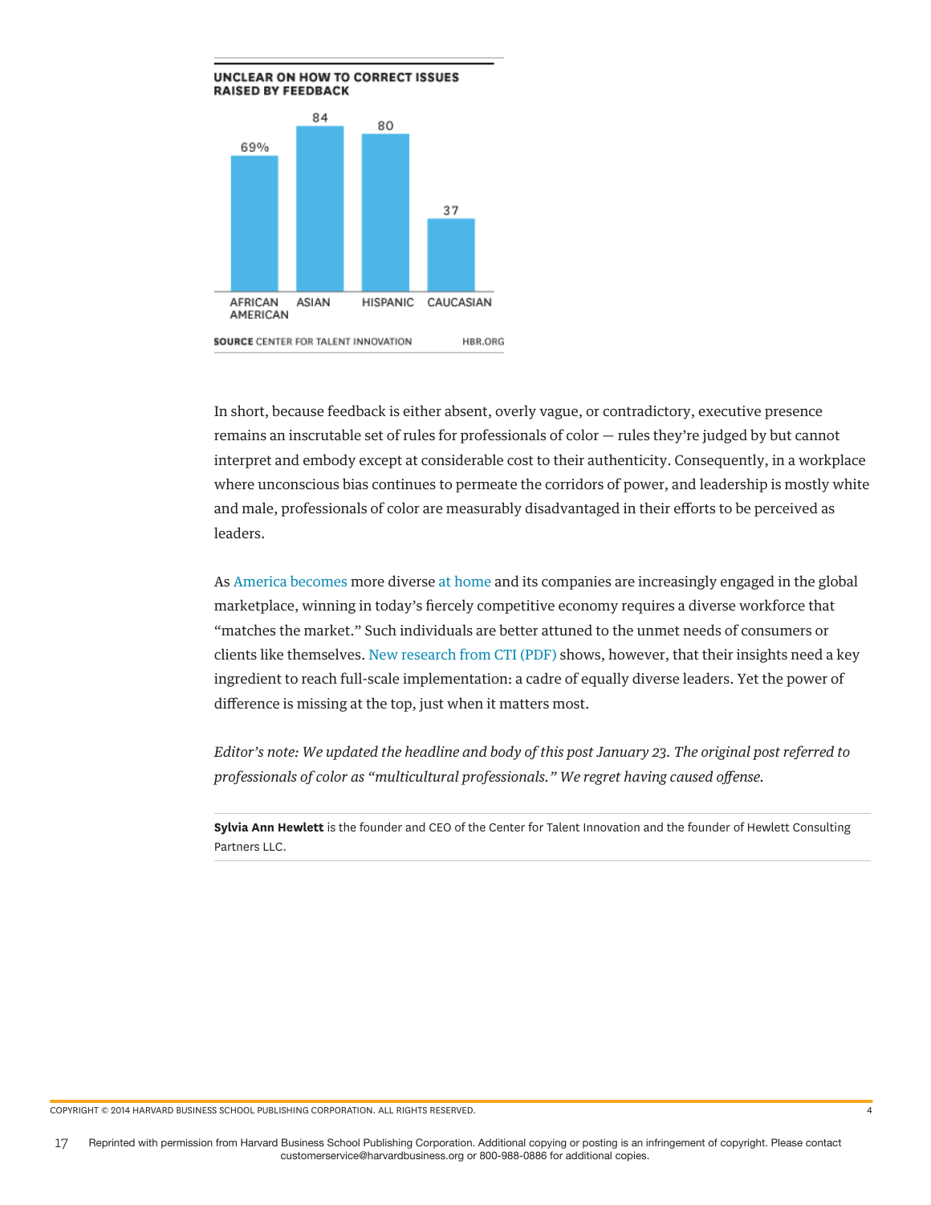**UNCLEAR ON HOW TO CORRECT ISSUES RAISED BY FEEDBACK**

| AFRICAN AMERICAN | ASIAN | HISPANIC | CAUCASIAN |
|---|---|---|---|
| 69% | 84 | 80 | 37 |

**SOURCE** CENTER FOR TALENT INNOVATION — HBR.ORG

In short, because feedback is either absent, overly vague, or contradictory, executive presence remains an inscrutable set of rules for professionals of color — rules they're judged by but cannot interpret and embody except at considerable cost to their authenticity. Consequently, in a workplace where unconscious bias continues to permeate the corridors of power, and leadership is mostly white and male, professionals of color are measurably disadvantaged in their efforts to be perceived as leaders.

As America becomes more diverse at home and its companies are increasingly engaged in the global marketplace, winning in today's fiercely competitive economy requires a diverse workforce that "matches the market." Such individuals are better attuned to the unmet needs of consumers or clients like themselves. New research from CTI (PDF) shows, however, that their insights need a key ingredient to reach full-scale implementation: a cadre of equally diverse leaders. Yet the power of difference is missing at the top, just when it matters most.

*Editor's note: We updated the headline and body of this post January 23. The original post referred to professionals of color as "multicultural professionals." We regret having caused offense.*

**Sylvia Ann Hewlett** is the founder and CEO of the Center for Talent Innovation and the founder of Hewlett Consulting Partners LLC.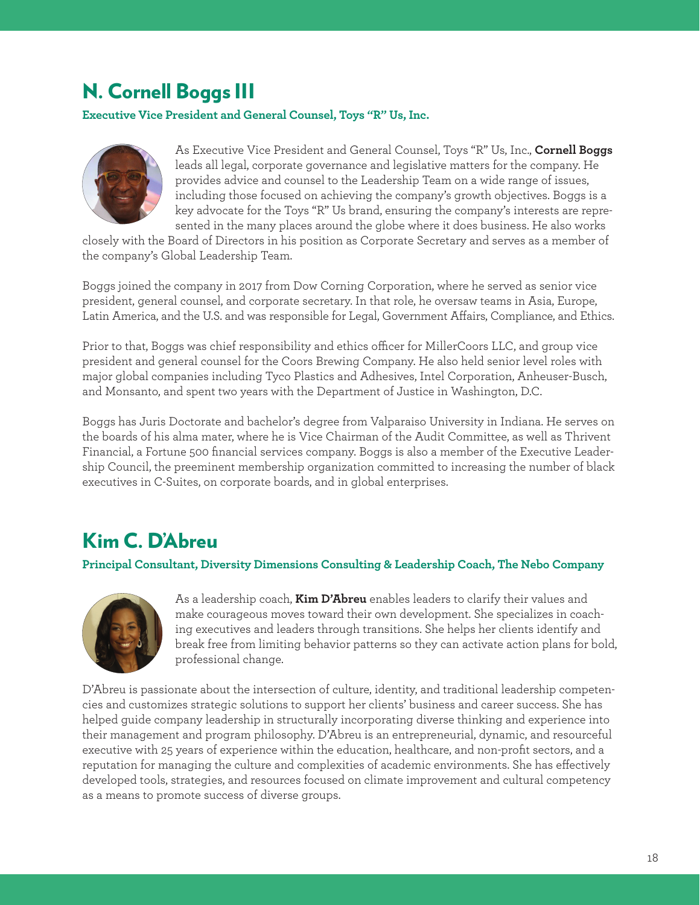## N. Cornell Boggs III

**Executive Vice President and General Counsel, Toys "R" Us, Inc.**

As Executive Vice President and General Counsel, Toys "R" Us, Inc., **Cornell Boggs** leads all legal, corporate governance and legislative matters for the company. He provides advice and counsel to the Leadership Team on a wide range of issues, including those focused on achieving the company's growth objectives. Boggs is a key advocate for the Toys "R" Us brand, ensuring the company's interests are represented in the many places around the globe where it does business. He also works closely with the Board of Directors in his position as Corporate Secretary and serves as a member of the company's Global Leadership Team.

Boggs joined the company in 2017 from Dow Corning Corporation, where he served as senior vice president, general counsel, and corporate secretary. In that role, he oversaw teams in Asia, Europe, Latin America, and the U.S. and was responsible for Legal, Government Affairs, Compliance, and Ethics.

Prior to that, Boggs was chief responsibility and ethics officer for MillerCoors LLC, and group vice president and general counsel for the Coors Brewing Company. He also held senior level roles with major global companies including Tyco Plastics and Adhesives, Intel Corporation, Anheuser-Busch, and Monsanto, and spent two years with the Department of Justice in Washington, D.C.

Boggs has Juris Doctorate and bachelor's degree from Valparaiso University in Indiana. He serves on the boards of his alma mater, where he is Vice Chairman of the Audit Committee, as well as Thrivent Financial, a Fortune 500 financial services company. Boggs is also a member of the Executive Leadership Council, the preeminent membership organization committed to increasing the number of black executives in C-Suites, on corporate boards, and in global enterprises.

## Kim C. D'Abreu

**Principal Consultant, Diversity Dimensions Consulting & Leadership Coach, The Nebo Company**

As a leadership coach, **Kim D'Abreu** enables leaders to clarify their values and make courageous moves toward their own development. She specializes in coaching executives and leaders through transitions. She helps her clients identify and break free from limiting behavior patterns so they can activate action plans for bold, professional change.

D'Abreu is passionate about the intersection of culture, identity, and traditional leadership competencies and customizes strategic solutions to support her clients' business and career success. She has helped guide company leadership in structurally incorporating diverse thinking and experience into their management and program philosophy. D'Abreu is an entrepreneurial, dynamic, and resourceful executive with 25 years of experience within the education, healthcare, and non-profit sectors, and a reputation for managing the culture and complexities of academic environments. She has effectively developed tools, strategies, and resources focused on climate improvement and cultural competency as a means to promote success of diverse groups.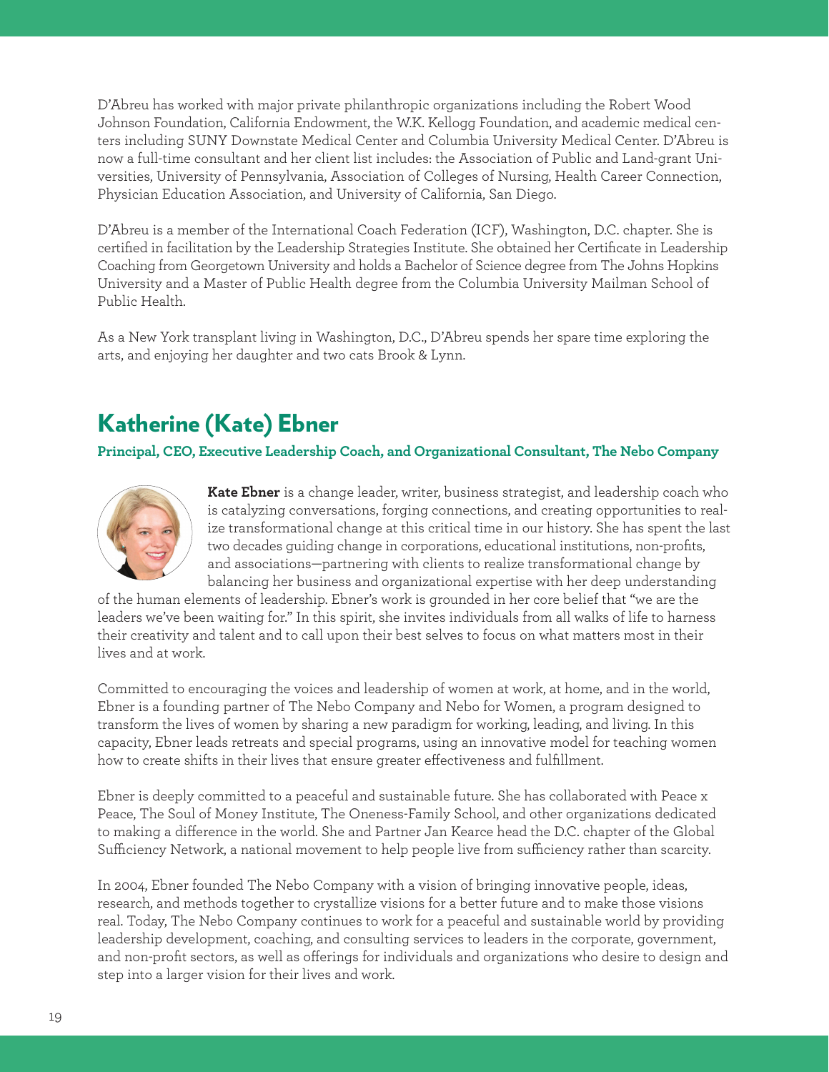D'Abreu has worked with major private philanthropic organizations including the Robert Wood Johnson Foundation, California Endowment, the W.K. Kellogg Foundation, and academic medical centers including SUNY Downstate Medical Center and Columbia University Medical Center. D'Abreu is now a full-time consultant and her client list includes: the Association of Public and Land-grant Universities, University of Pennsylvania, Association of Colleges of Nursing, Health Career Connection, Physician Education Association, and University of California, San Diego.

D'Abreu is a member of the International Coach Federation (ICF), Washington, D.C. chapter. She is certified in facilitation by the Leadership Strategies Institute. She obtained her Certificate in Leadership Coaching from Georgetown University and holds a Bachelor of Science degree from The Johns Hopkins University and a Master of Public Health degree from the Columbia University Mailman School of Public Health.

As a New York transplant living in Washington, D.C., D'Abreu spends her spare time exploring the arts, and enjoying her daughter and two cats Brook & Lynn.

## Katherine (Kate) Ebner

**Principal, CEO, Executive Leadership Coach, and Organizational Consultant, The Nebo Company**

**Kate Ebner** is a change leader, writer, business strategist, and leadership coach who is catalyzing conversations, forging connections, and creating opportunities to realize transformational change at this critical time in our history. She has spent the last two decades guiding change in corporations, educational institutions, non-profits, and associations—partnering with clients to realize transformational change by balancing her business and organizational expertise with her deep understanding of the human elements of leadership. Ebner's work is grounded in her core belief that "we are the leaders we've been waiting for." In this spirit, she invites individuals from all walks of life to harness their creativity and talent and to call upon their best selves to focus on what matters most in their lives and at work.

Committed to encouraging the voices and leadership of women at work, at home, and in the world, Ebner is a founding partner of The Nebo Company and Nebo for Women, a program designed to transform the lives of women by sharing a new paradigm for working, leading, and living. In this capacity, Ebner leads retreats and special programs, using an innovative model for teaching women how to create shifts in their lives that ensure greater effectiveness and fulfillment.

Ebner is deeply committed to a peaceful and sustainable future. She has collaborated with Peace x Peace, The Soul of Money Institute, The Oneness-Family School, and other organizations dedicated to making a difference in the world. She and Partner Jan Kearce head the D.C. chapter of the Global Sufficiency Network, a national movement to help people live from sufficiency rather than scarcity.

In 2004, Ebner founded The Nebo Company with a vision of bringing innovative people, ideas, research, and methods together to crystallize visions for a better future and to make those visions real. Today, The Nebo Company continues to work for a peaceful and sustainable world by providing leadership development, coaching, and consulting services to leaders in the corporate, government, and non-profit sectors, as well as offerings for individuals and organizations who desire to design and step into a larger vision for their lives and work.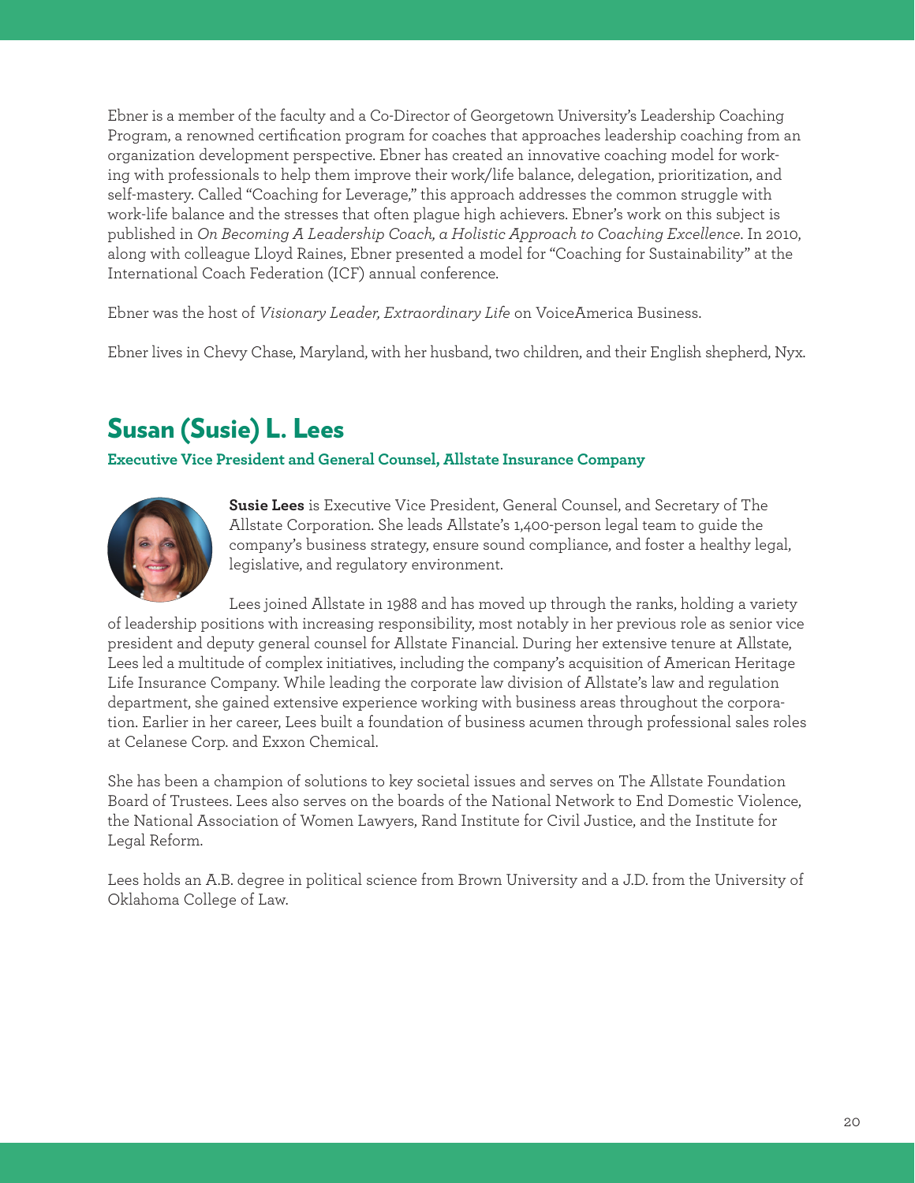Ebner is a member of the faculty and a Co-Director of Georgetown University's Leadership Coaching Program, a renowned certification program for coaches that approaches leadership coaching from an organization development perspective. Ebner has created an innovative coaching model for working with professionals to help them improve their work/life balance, delegation, prioritization, and self-mastery. Called "Coaching for Leverage," this approach addresses the common struggle with work-life balance and the stresses that often plague high achievers. Ebner's work on this subject is published in *On Becoming A Leadership Coach, a Holistic Approach to Coaching Excellence*. In 2010, along with colleague Lloyd Raines, Ebner presented a model for "Coaching for Sustainability" at the International Coach Federation (ICF) annual conference.

Ebner was the host of *Visionary Leader, Extraordinary Life* on VoiceAmerica Business.

Ebner lives in Chevy Chase, Maryland, with her husband, two children, and their English shepherd, Nyx.

## Susan (Susie) L. Lees

**Executive Vice President and General Counsel, Allstate Insurance Company**

**Susie Lees** is Executive Vice President, General Counsel, and Secretary of The Allstate Corporation. She leads Allstate's 1,400-person legal team to guide the company's business strategy, ensure sound compliance, and foster a healthy legal, legislative, and regulatory environment.

Lees joined Allstate in 1988 and has moved up through the ranks, holding a variety of leadership positions with increasing responsibility, most notably in her previous role as senior vice president and deputy general counsel for Allstate Financial. During her extensive tenure at Allstate, Lees led a multitude of complex initiatives, including the company's acquisition of American Heritage Life Insurance Company. While leading the corporate law division of Allstate's law and regulation department, she gained extensive experience working with business areas throughout the corporation. Earlier in her career, Lees built a foundation of business acumen through professional sales roles at Celanese Corp. and Exxon Chemical.

She has been a champion of solutions to key societal issues and serves on The Allstate Foundation Board of Trustees. Lees also serves on the boards of the National Network to End Domestic Violence, the National Association of Women Lawyers, Rand Institute for Civil Justice, and the Institute for Legal Reform.

Lees holds an A.B. degree in political science from Brown University and a J.D. from the University of Oklahoma College of Law.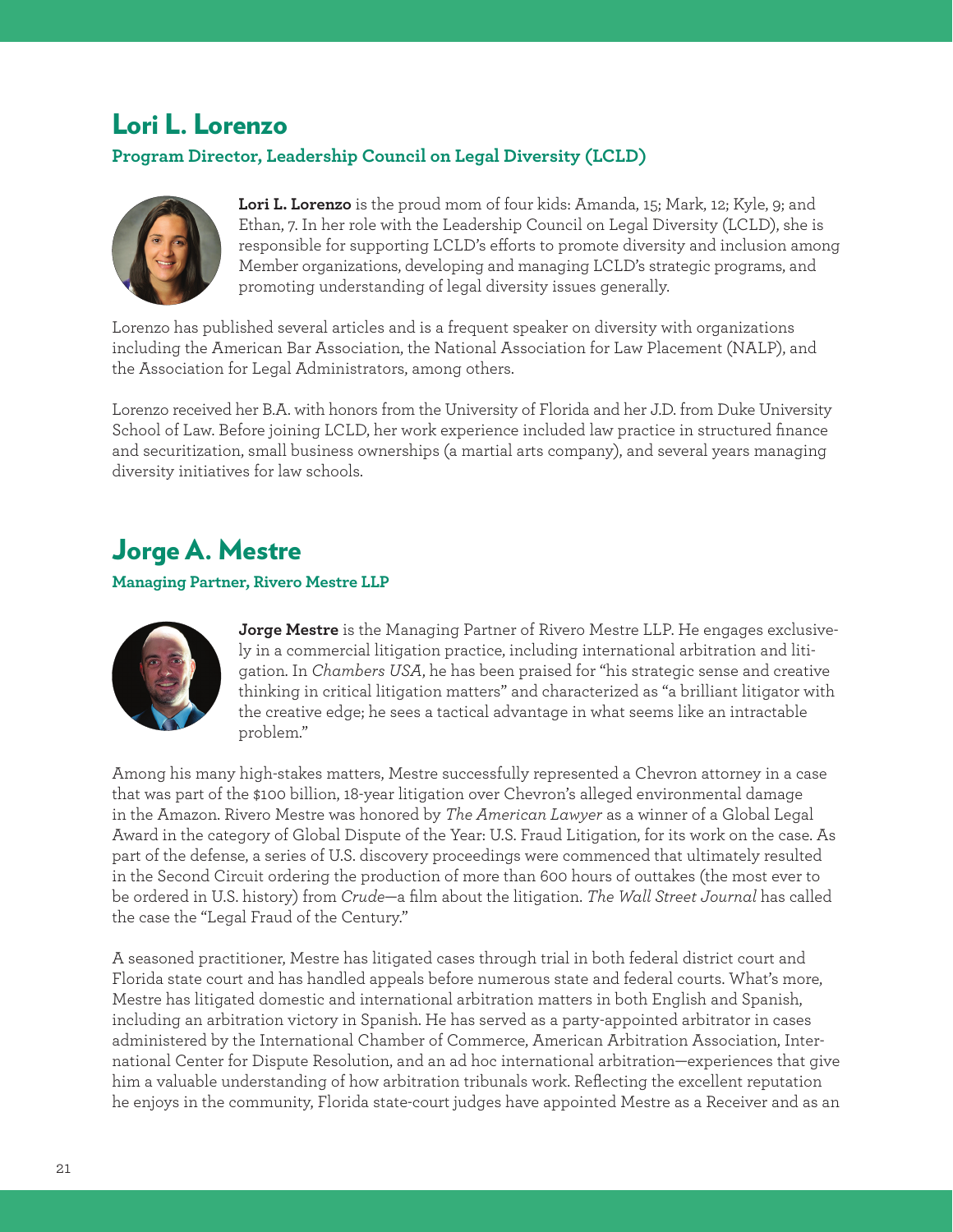## Lori L. Lorenzo

**Program Director, Leadership Council on Legal Diversity (LCLD)**

**Lori L. Lorenzo** is the proud mom of four kids: Amanda, 15; Mark, 12; Kyle, 9; and Ethan, 7. In her role with the Leadership Council on Legal Diversity (LCLD), she is responsible for supporting LCLD's efforts to promote diversity and inclusion among Member organizations, developing and managing LCLD's strategic programs, and promoting understanding of legal diversity issues generally.

Lorenzo has published several articles and is a frequent speaker on diversity with organizations including the American Bar Association, the National Association for Law Placement (NALP), and the Association for Legal Administrators, among others.

Lorenzo received her B.A. with honors from the University of Florida and her J.D. from Duke University School of Law. Before joining LCLD, her work experience included law practice in structured finance and securitization, small business ownerships (a martial arts company), and several years managing diversity initiatives for law schools.

## Jorge A. Mestre

**Managing Partner, Rivero Mestre LLP**

**Jorge Mestre** is the Managing Partner of Rivero Mestre LLP. He engages exclusively in a commercial litigation practice, including international arbitration and litigation. In *Chambers USA*, he has been praised for "his strategic sense and creative thinking in critical litigation matters" and characterized as "a brilliant litigator with the creative edge; he sees a tactical advantage in what seems like an intractable problem."

Among his many high-stakes matters, Mestre successfully represented a Chevron attorney in a case that was part of the $100 billion, 18-year litigation over Chevron's alleged environmental damage in the Amazon. Rivero Mestre was honored by *The American Lawyer* as a winner of a Global Legal Award in the category of Global Dispute of the Year: U.S. Fraud Litigation, for its work on the case. As part of the defense, a series of U.S. discovery proceedings were commenced that ultimately resulted in the Second Circuit ordering the production of more than 600 hours of outtakes (the most ever to be ordered in U.S. history) from *Crude*—a film about the litigation. *The Wall Street Journal* has called the case the "Legal Fraud of the Century."

A seasoned practitioner, Mestre has litigated cases through trial in both federal district court and Florida state court and has handled appeals before numerous state and federal courts. What's more, Mestre has litigated domestic and international arbitration matters in both English and Spanish, including an arbitration victory in Spanish. He has served as a party-appointed arbitrator in cases administered by the International Chamber of Commerce, American Arbitration Association, International Center for Dispute Resolution, and an ad hoc international arbitration—experiences that give him a valuable understanding of how arbitration tribunals work. Reflecting the excellent reputation he enjoys in the community, Florida state-court judges have appointed Mestre as a Receiver and as an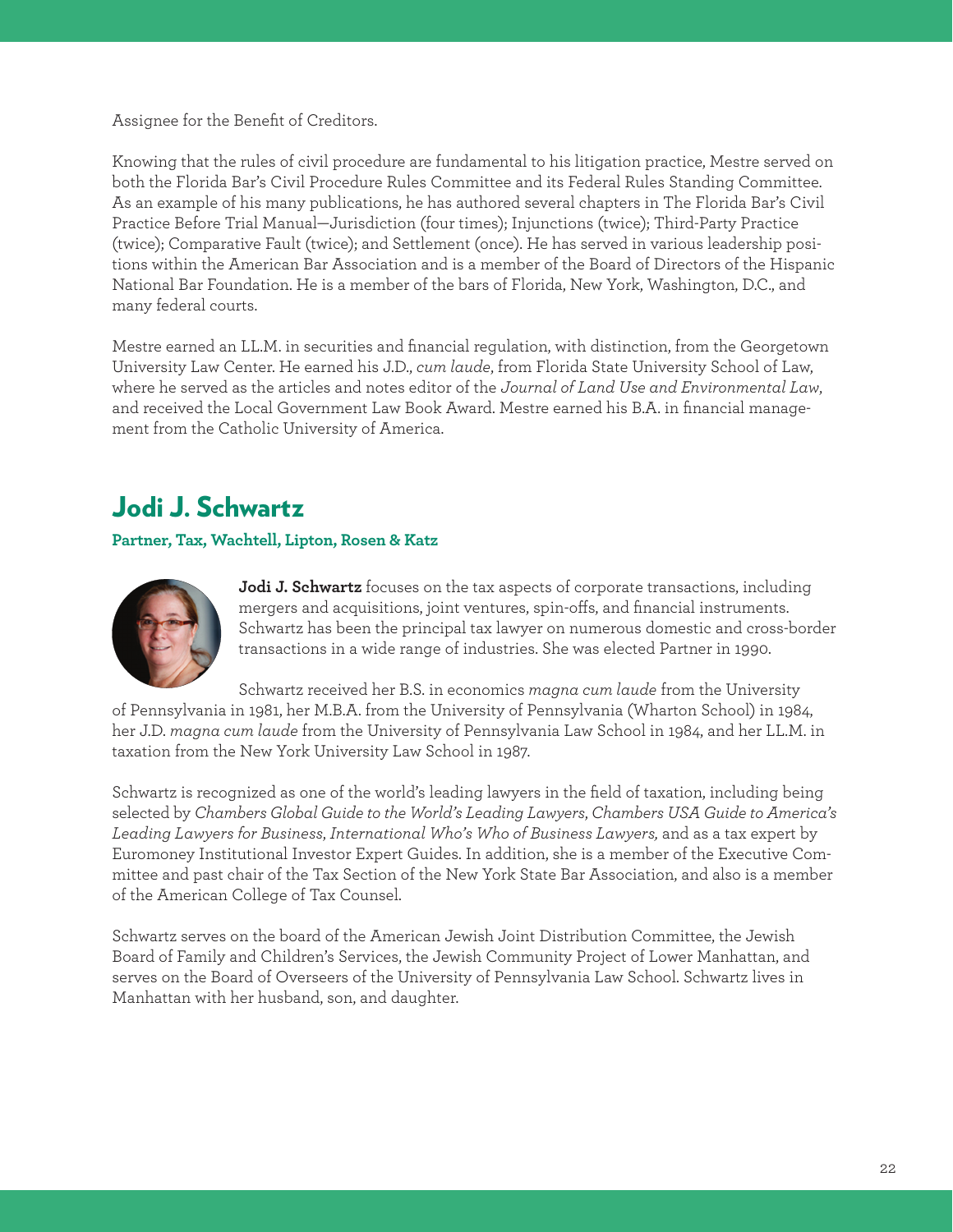Assignee for the Benefit of Creditors.

Knowing that the rules of civil procedure are fundamental to his litigation practice, Mestre served on both the Florida Bar's Civil Procedure Rules Committee and its Federal Rules Standing Committee. As an example of his many publications, he has authored several chapters in The Florida Bar's Civil Practice Before Trial Manual—Jurisdiction (four times); Injunctions (twice); Third-Party Practice (twice); Comparative Fault (twice); and Settlement (once). He has served in various leadership positions within the American Bar Association and is a member of the Board of Directors of the Hispanic National Bar Foundation. He is a member of the bars of Florida, New York, Washington, D.C., and many federal courts.

Mestre earned an LL.M. in securities and financial regulation, with distinction, from the Georgetown University Law Center. He earned his J.D., *cum laude*, from Florida State University School of Law, where he served as the articles and notes editor of the *Journal of Land Use and Environmental Law*, and received the Local Government Law Book Award. Mestre earned his B.A. in financial management from the Catholic University of America.

## Jodi J. Schwartz

**Partner, Tax, Wachtell, Lipton, Rosen & Katz**

**Jodi J. Schwartz** focuses on the tax aspects of corporate transactions, including mergers and acquisitions, joint ventures, spin-offs, and financial instruments. Schwartz has been the principal tax lawyer on numerous domestic and cross-border transactions in a wide range of industries. She was elected Partner in 1990.

Schwartz received her B.S. in economics *magna cum laude* from the University of Pennsylvania in 1981, her M.B.A. from the University of Pennsylvania (Wharton School) in 1984, her J.D. *magna cum laude* from the University of Pennsylvania Law School in 1984, and her LL.M. in taxation from the New York University Law School in 1987.

Schwartz is recognized as one of the world's leading lawyers in the field of taxation, including being selected by *Chambers Global Guide to the World's Leading Lawyers*, *Chambers USA Guide to America's Leading Lawyers for Business*, *International Who's Who of Business Lawyers*, and as a tax expert by Euromoney Institutional Investor Expert Guides. In addition, she is a member of the Executive Committee and past chair of the Tax Section of the New York State Bar Association, and also is a member of the American College of Tax Counsel.

Schwartz serves on the board of the American Jewish Joint Distribution Committee, the Jewish Board of Family and Children's Services, the Jewish Community Project of Lower Manhattan, and serves on the Board of Overseers of the University of Pennsylvania Law School. Schwartz lives in Manhattan with her husband, son, and daughter.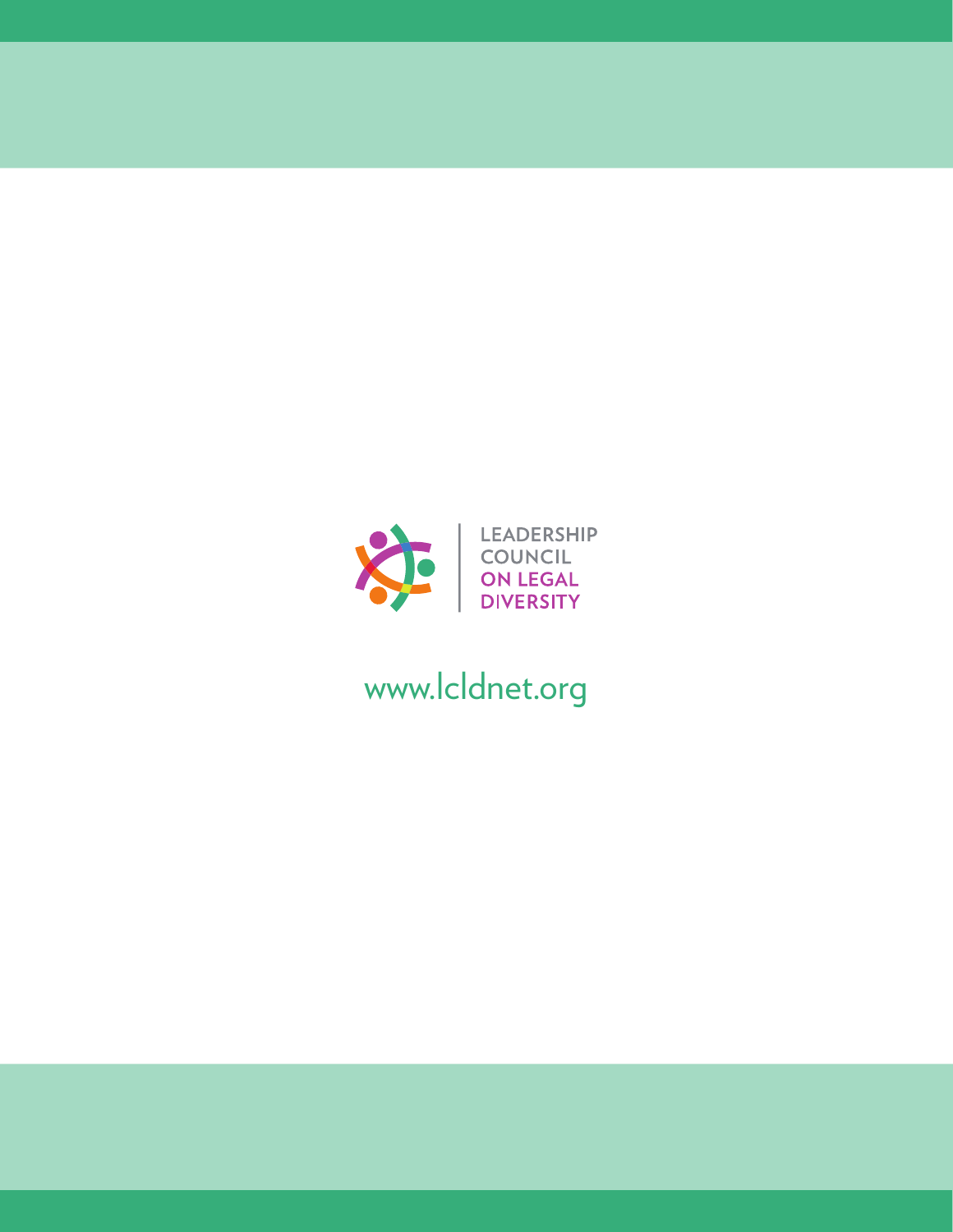LEADERSHIP
COUNCIL
ON LEGAL
DIVERSITY

www.lcldnet.org